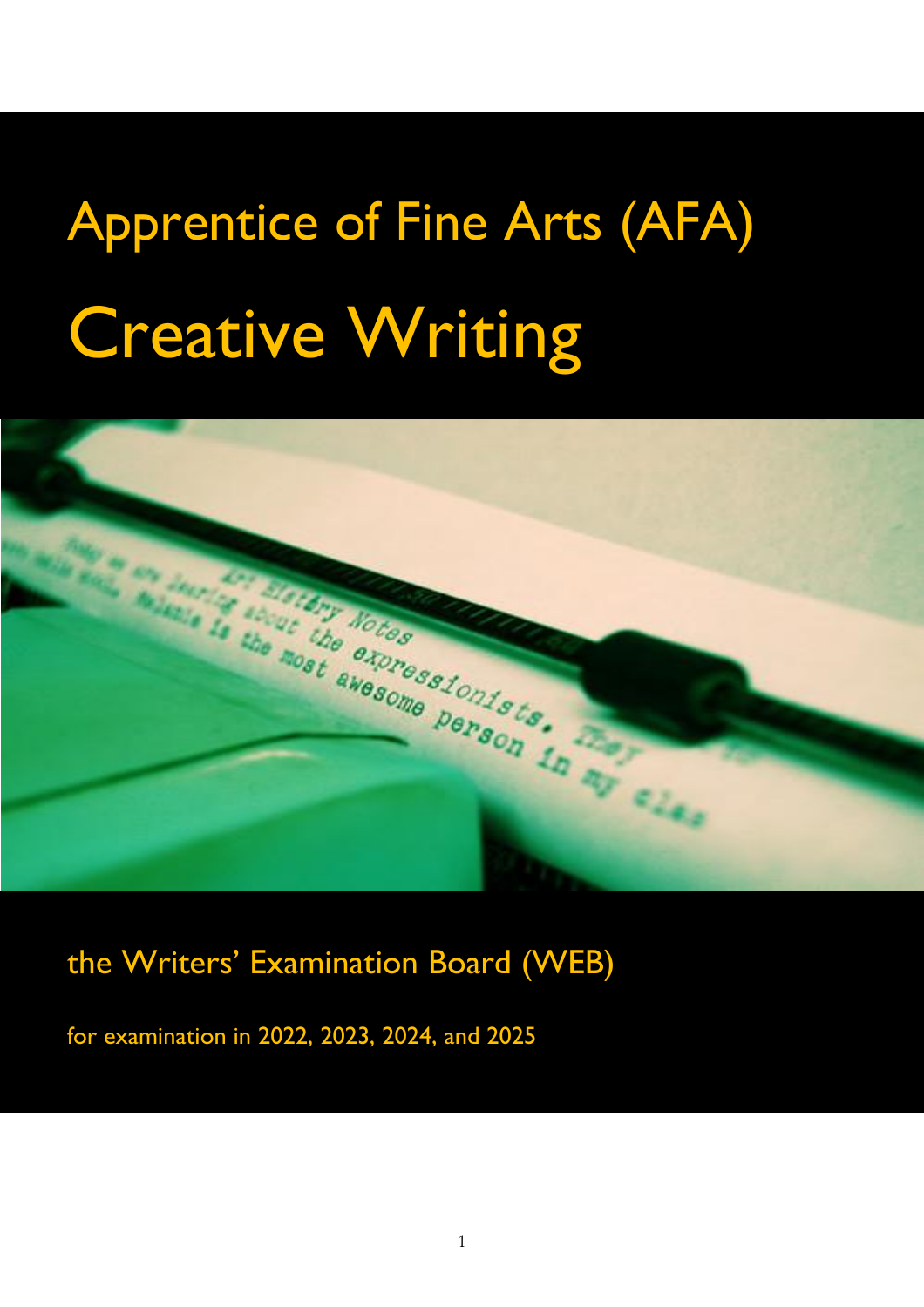# Apprentice of Fine Arts (AFA)

# Creative Writing

## the Writers' Examination Board (WEB)

for examination in 2022, 2023, 2024, and 2025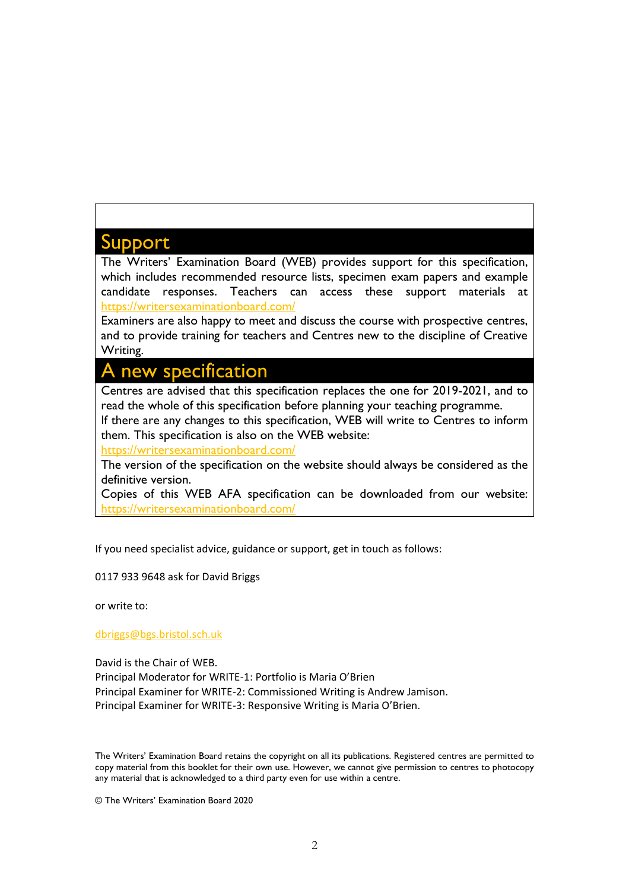## Support

The Writers' Examination Board (WEB) provides support for this specification, which includes recommended resource lists, specimen exam papers and example candidate responses. Teachers can access these support materials at https://writersexaminationboard.com/

Examiners are also happy to meet and discuss the course with prospective centres, and to provide training for teachers and Centres new to the discipline of Creative Writing.

## A new specification

Centres are advised that this specification replaces the one for 2019-2021, and to read the whole of this specification before planning your teaching programme.

If there are any changes to this specification, WEB will write to Centres to inform them. This specification is also on the WEB website: https://writersexaminationboard.com/

The version of the specification on the website should always be considered as the definitive version.

Copies of this WEB AFA specification can be downloaded from our website: https://writersexaminationboard.com/

If you need specialist advice, guidance or support, get in touch as follows:

0117 933 9648 ask for David Briggs

or write to:

dbriggs@bgs.bristol.sch.uk

David is the Chair of WEB.
Principal Moderator for WRITE-1: Portfolio is Maria O'Brien
Principal Examiner for WRITE-2: Commissioned Writing is Andrew Jamison.
Principal Examiner for WRITE-3: Responsive Writing is Maria O'Brien.

The Writers' Examination Board retains the copyright on all its publications. Registered centres are permitted to copy material from this booklet for their own use. However, we cannot give permission to centres to photocopy any material that is acknowledged to a third party even for use within a centre.

© The Writers' Examination Board 2020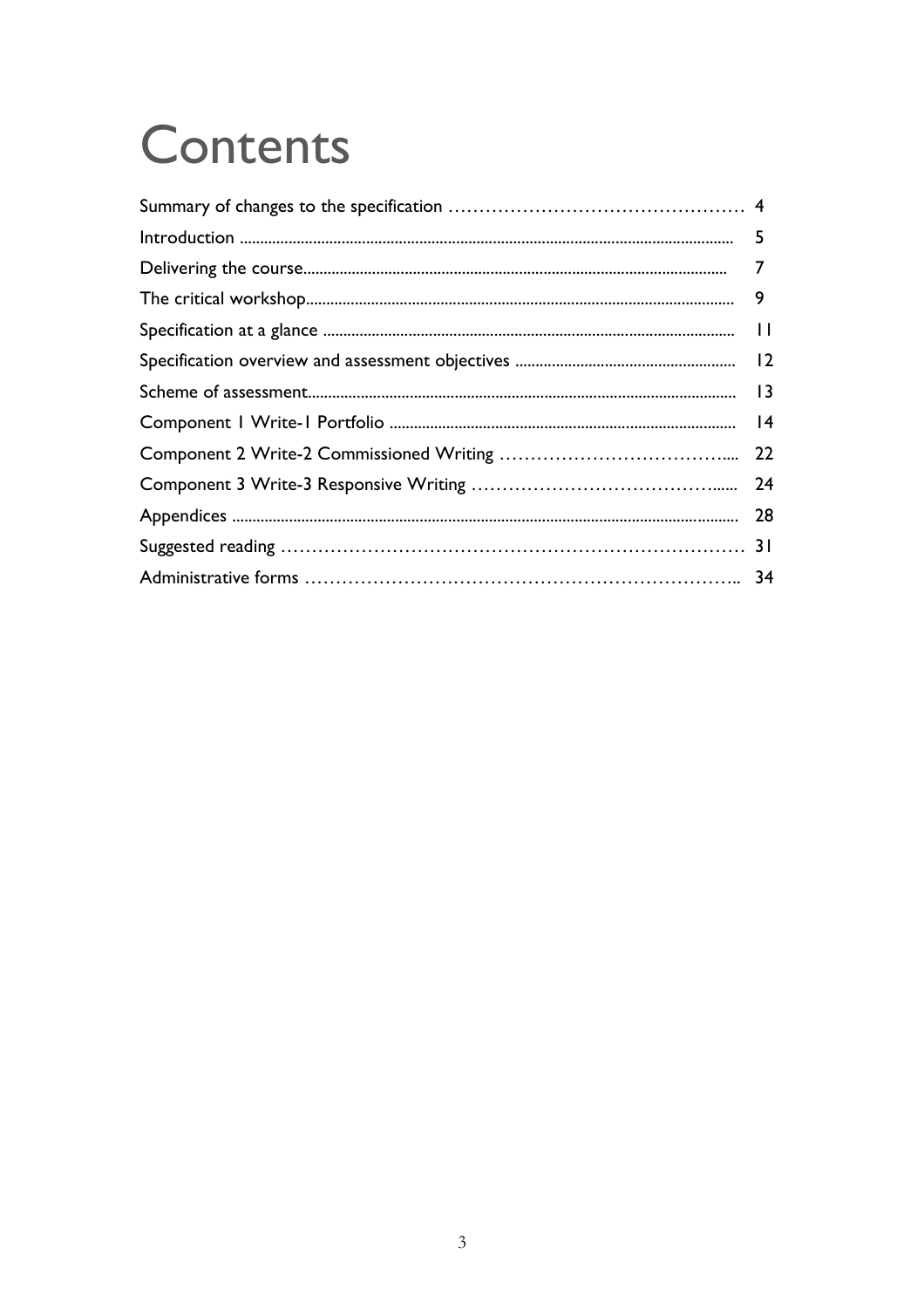# Contents

| | |
|---|---|
| Summary of changes to the specification | 4 |
| Introduction | 5 |
| Delivering the course | 7 |
| The critical workshop | 9 |
| Specification at a glance | 11 |
| Specification overview and assessment objectives | 12 |
| Scheme of assessment | 13 |
| Component 1 Write-1 Portfolio | 14 |
| Component 2 Write-2 Commissioned Writing | 22 |
| Component 3 Write-3 Responsive Writing | 24 |
| Appendices | 28 |
| Suggested reading | 31 |
| Administrative forms | 34 |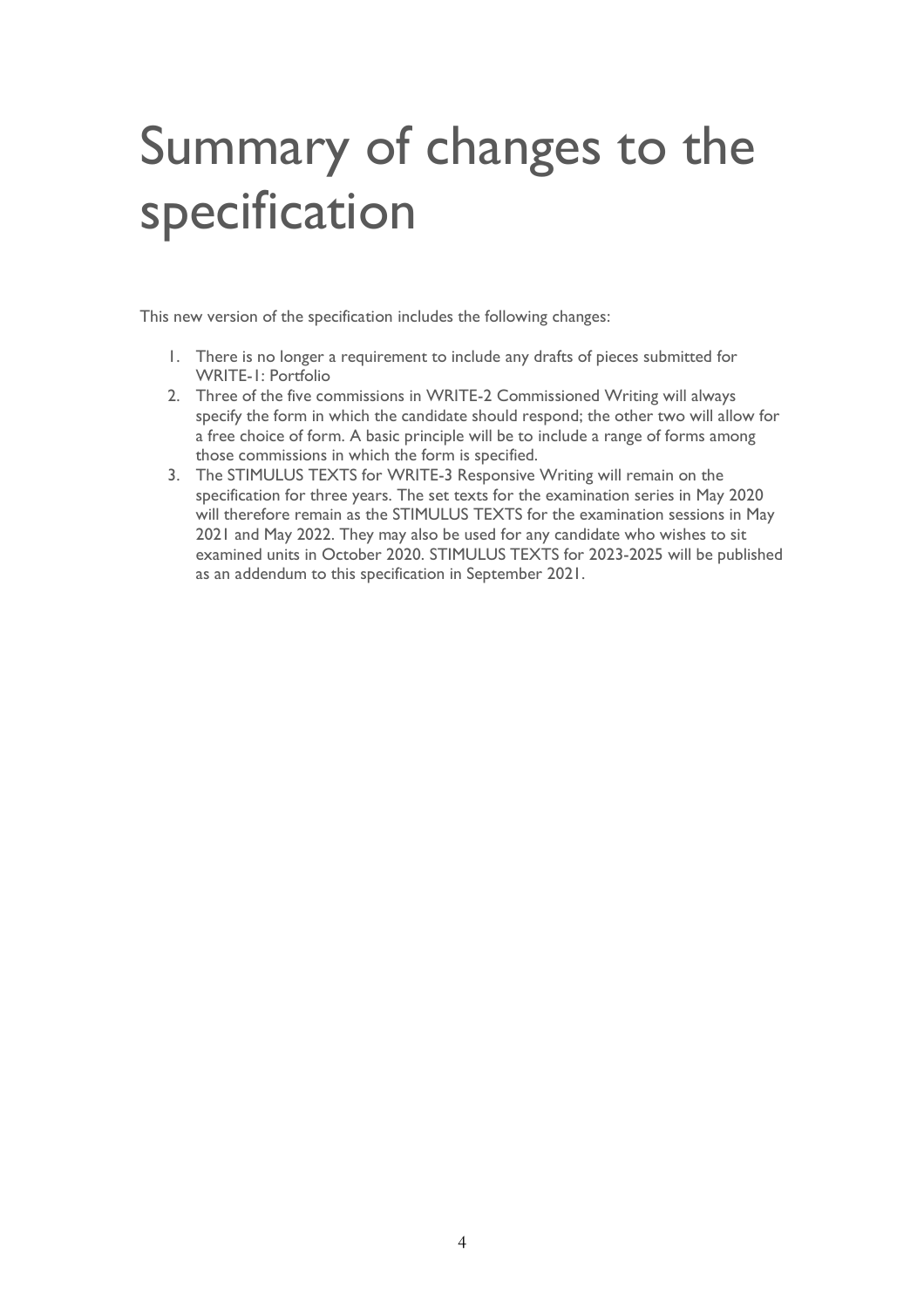# Summary of changes to the specification

This new version of the specification includes the following changes:

1. There is no longer a requirement to include any drafts of pieces submitted for WRITE-1: Portfolio
2. Three of the five commissions in WRITE-2 Commissioned Writing will always specify the form in which the candidate should respond; the other two will allow for a free choice of form. A basic principle will be to include a range of forms among those commissions in which the form is specified.
3. The STIMULUS TEXTS for WRITE-3 Responsive Writing will remain on the specification for three years. The set texts for the examination series in May 2020 will therefore remain as the STIMULUS TEXTS for the examination sessions in May 2021 and May 2022. They may also be used for any candidate who wishes to sit examined units in October 2020. STIMULUS TEXTS for 2023-2025 will be published as an addendum to this specification in September 2021.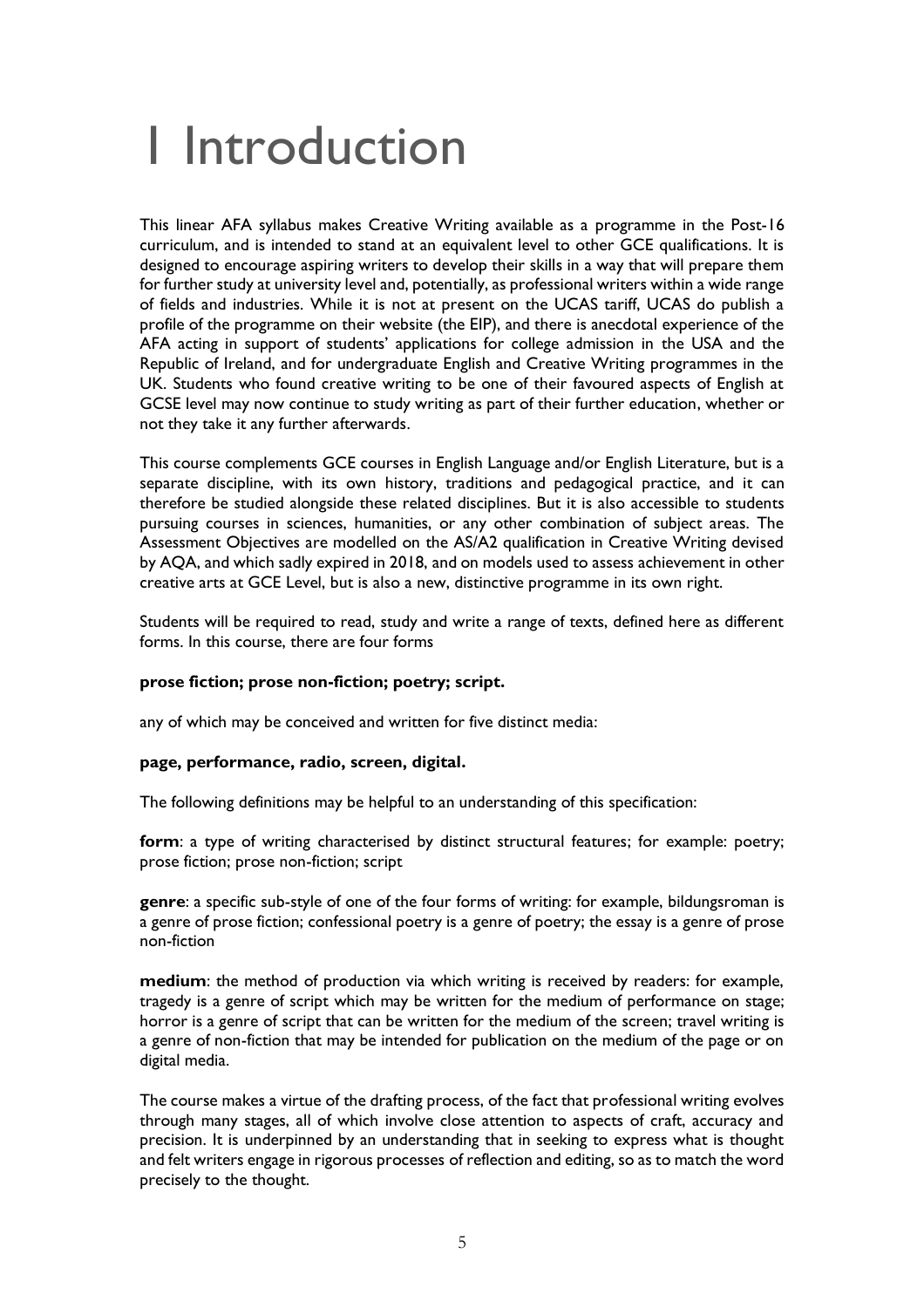# 1 Introduction

This linear AFA syllabus makes Creative Writing available as a programme in the Post-16 curriculum, and is intended to stand at an equivalent level to other GCE qualifications. It is designed to encourage aspiring writers to develop their skills in a way that will prepare them for further study at university level and, potentially, as professional writers within a wide range of fields and industries. While it is not at present on the UCAS tariff, UCAS do publish a profile of the programme on their website (the EIP), and there is anecdotal experience of the AFA acting in support of students' applications for college admission in the USA and the Republic of Ireland, and for undergraduate English and Creative Writing programmes in the UK. Students who found creative writing to be one of their favoured aspects of English at GCSE level may now continue to study writing as part of their further education, whether or not they take it any further afterwards.

This course complements GCE courses in English Language and/or English Literature, but is a separate discipline, with its own history, traditions and pedagogical practice, and it can therefore be studied alongside these related disciplines. But it is also accessible to students pursuing courses in sciences, humanities, or any other combination of subject areas. The Assessment Objectives are modelled on the AS/A2 qualification in Creative Writing devised by AQA, and which sadly expired in 2018, and on models used to assess achievement in other creative arts at GCE Level, but is also a new, distinctive programme in its own right.

Students will be required to read, study and write a range of texts, defined here as different forms. In this course, there are four forms

**prose fiction; prose non-fiction; poetry; script.**

any of which may be conceived and written for five distinct media:

**page, performance, radio, screen, digital.**

The following definitions may be helpful to an understanding of this specification:

**form**: a type of writing characterised by distinct structural features; for example: poetry; prose fiction; prose non-fiction; script

**genre**: a specific sub-style of one of the four forms of writing: for example, bildungsroman is a genre of prose fiction; confessional poetry is a genre of poetry; the essay is a genre of prose non-fiction

**medium**: the method of production via which writing is received by readers: for example, tragedy is a genre of script which may be written for the medium of performance on stage; horror is a genre of script that can be written for the medium of the screen; travel writing is a genre of non-fiction that may be intended for publication on the medium of the page or on digital media.

The course makes a virtue of the drafting process, of the fact that professional writing evolves through many stages, all of which involve close attention to aspects of craft, accuracy and precision. It is underpinned by an understanding that in seeking to express what is thought and felt writers engage in rigorous processes of reflection and editing, so as to match the word precisely to the thought.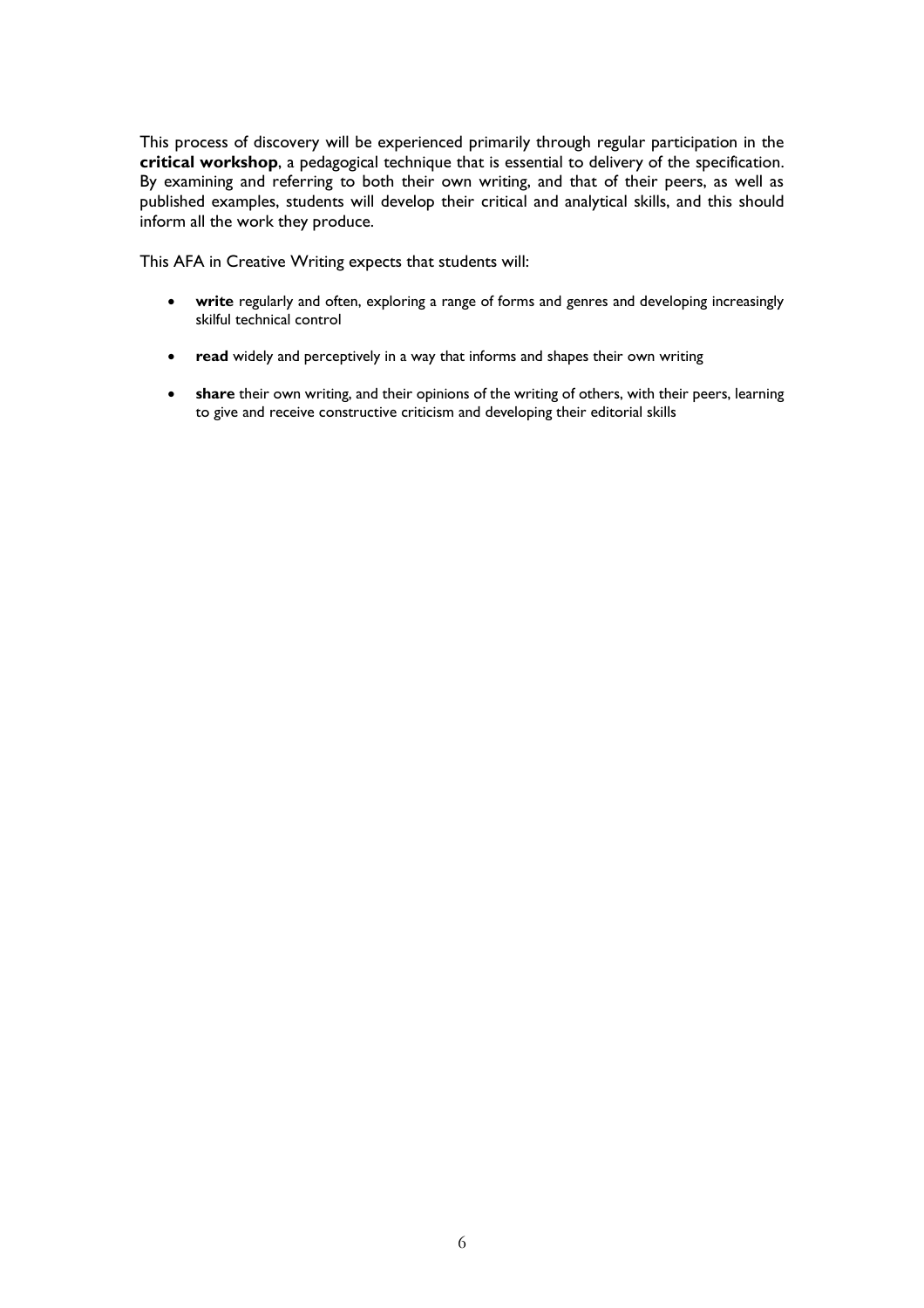This process of discovery will be experienced primarily through regular participation in the **critical workshop**, a pedagogical technique that is essential to delivery of the specification. By examining and referring to both their own writing, and that of their peers, as well as published examples, students will develop their critical and analytical skills, and this should inform all the work they produce.

This AFA in Creative Writing expects that students will:

- **write** regularly and often, exploring a range of forms and genres and developing increasingly skilful technical control
- **read** widely and perceptively in a way that informs and shapes their own writing
- **share** their own writing, and their opinions of the writing of others, with their peers, learning to give and receive constructive criticism and developing their editorial skills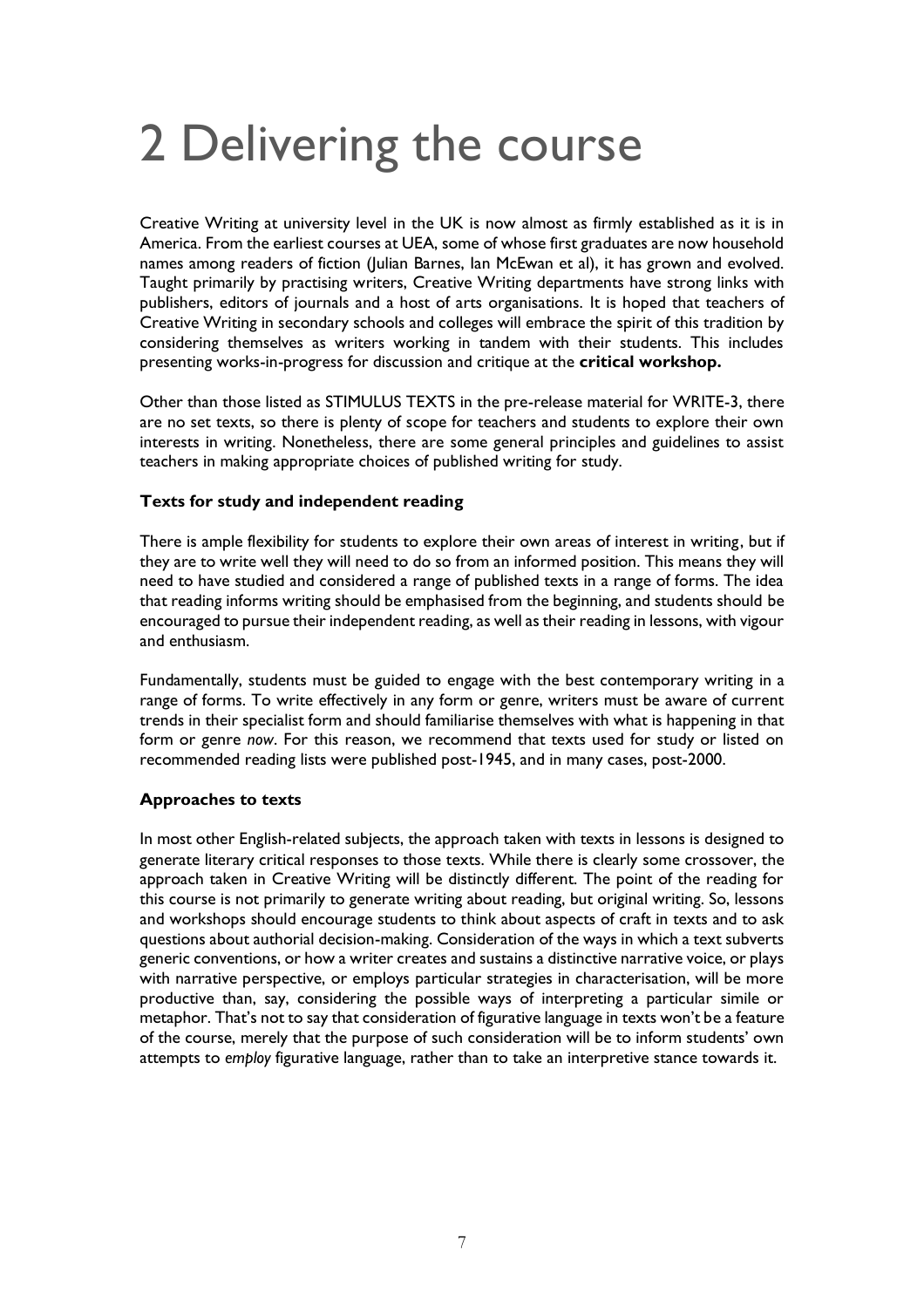# 2 Delivering the course

Creative Writing at university level in the UK is now almost as firmly established as it is in America. From the earliest courses at UEA, some of whose first graduates are now household names among readers of fiction (Julian Barnes, Ian McEwan et al), it has grown and evolved. Taught primarily by practising writers, Creative Writing departments have strong links with publishers, editors of journals and a host of arts organisations. It is hoped that teachers of Creative Writing in secondary schools and colleges will embrace the spirit of this tradition by considering themselves as writers working in tandem with their students. This includes presenting works-in-progress for discussion and critique at the **critical workshop.**

Other than those listed as STIMULUS TEXTS in the pre-release material for WRITE-3, there are no set texts, so there is plenty of scope for teachers and students to explore their own interests in writing. Nonetheless, there are some general principles and guidelines to assist teachers in making appropriate choices of published writing for study.

### Texts for study and independent reading

There is ample flexibility for students to explore their own areas of interest in writing, but if they are to write well they will need to do so from an informed position. This means they will need to have studied and considered a range of published texts in a range of forms. The idea that reading informs writing should be emphasised from the beginning, and students should be encouraged to pursue their independent reading, as well as their reading in lessons, with vigour and enthusiasm.

Fundamentally, students must be guided to engage with the best contemporary writing in a range of forms. To write effectively in any form or genre, writers must be aware of current trends in their specialist form and should familiarise themselves with what is happening in that form or genre *now*. For this reason, we recommend that texts used for study or listed on recommended reading lists were published post-1945, and in many cases, post-2000.

### Approaches to texts

In most other English-related subjects, the approach taken with texts in lessons is designed to generate literary critical responses to those texts. While there is clearly some crossover, the approach taken in Creative Writing will be distinctly different. The point of the reading for this course is not primarily to generate writing about reading, but original writing. So, lessons and workshops should encourage students to think about aspects of craft in texts and to ask questions about authorial decision-making. Consideration of the ways in which a text subverts generic conventions, or how a writer creates and sustains a distinctive narrative voice, or plays with narrative perspective, or employs particular strategies in characterisation, will be more productive than, say, considering the possible ways of interpreting a particular simile or metaphor. That's not to say that consideration of figurative language in texts won't be a feature of the course, merely that the purpose of such consideration will be to inform students' own attempts to *employ* figurative language, rather than to take an interpretive stance towards it.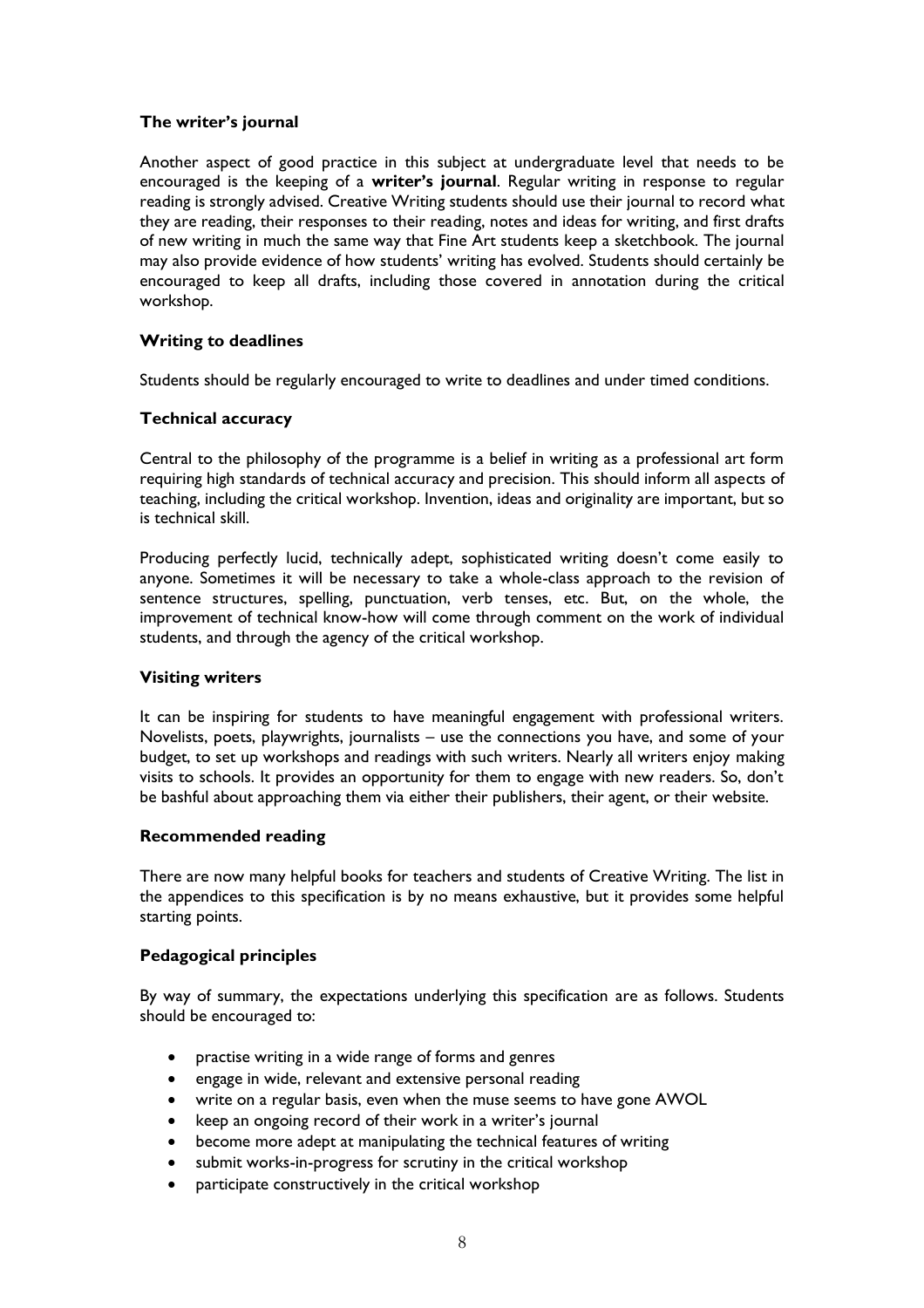### The writer's journal

Another aspect of good practice in this subject at undergraduate level that needs to be encouraged is the keeping of a **writer's journal**. Regular writing in response to regular reading is strongly advised. Creative Writing students should use their journal to record what they are reading, their responses to their reading, notes and ideas for writing, and first drafts of new writing in much the same way that Fine Art students keep a sketchbook. The journal may also provide evidence of how students' writing has evolved. Students should certainly be encouraged to keep all drafts, including those covered in annotation during the critical workshop.

### Writing to deadlines

Students should be regularly encouraged to write to deadlines and under timed conditions.

### Technical accuracy

Central to the philosophy of the programme is a belief in writing as a professional art form requiring high standards of technical accuracy and precision. This should inform all aspects of teaching, including the critical workshop. Invention, ideas and originality are important, but so is technical skill.

Producing perfectly lucid, technically adept, sophisticated writing doesn't come easily to anyone. Sometimes it will be necessary to take a whole-class approach to the revision of sentence structures, spelling, punctuation, verb tenses, etc. But, on the whole, the improvement of technical know-how will come through comment on the work of individual students, and through the agency of the critical workshop.

### Visiting writers

It can be inspiring for students to have meaningful engagement with professional writers. Novelists, poets, playwrights, journalists – use the connections you have, and some of your budget, to set up workshops and readings with such writers. Nearly all writers enjoy making visits to schools. It provides an opportunity for them to engage with new readers. So, don't be bashful about approaching them via either their publishers, their agent, or their website.

### Recommended reading

There are now many helpful books for teachers and students of Creative Writing. The list in the appendices to this specification is by no means exhaustive, but it provides some helpful starting points.

### Pedagogical principles

By way of summary, the expectations underlying this specification are as follows. Students should be encouraged to:

- practise writing in a wide range of forms and genres
- engage in wide, relevant and extensive personal reading
- write on a regular basis, even when the muse seems to have gone AWOL
- keep an ongoing record of their work in a writer's journal
- become more adept at manipulating the technical features of writing
- submit works-in-progress for scrutiny in the critical workshop
- participate constructively in the critical workshop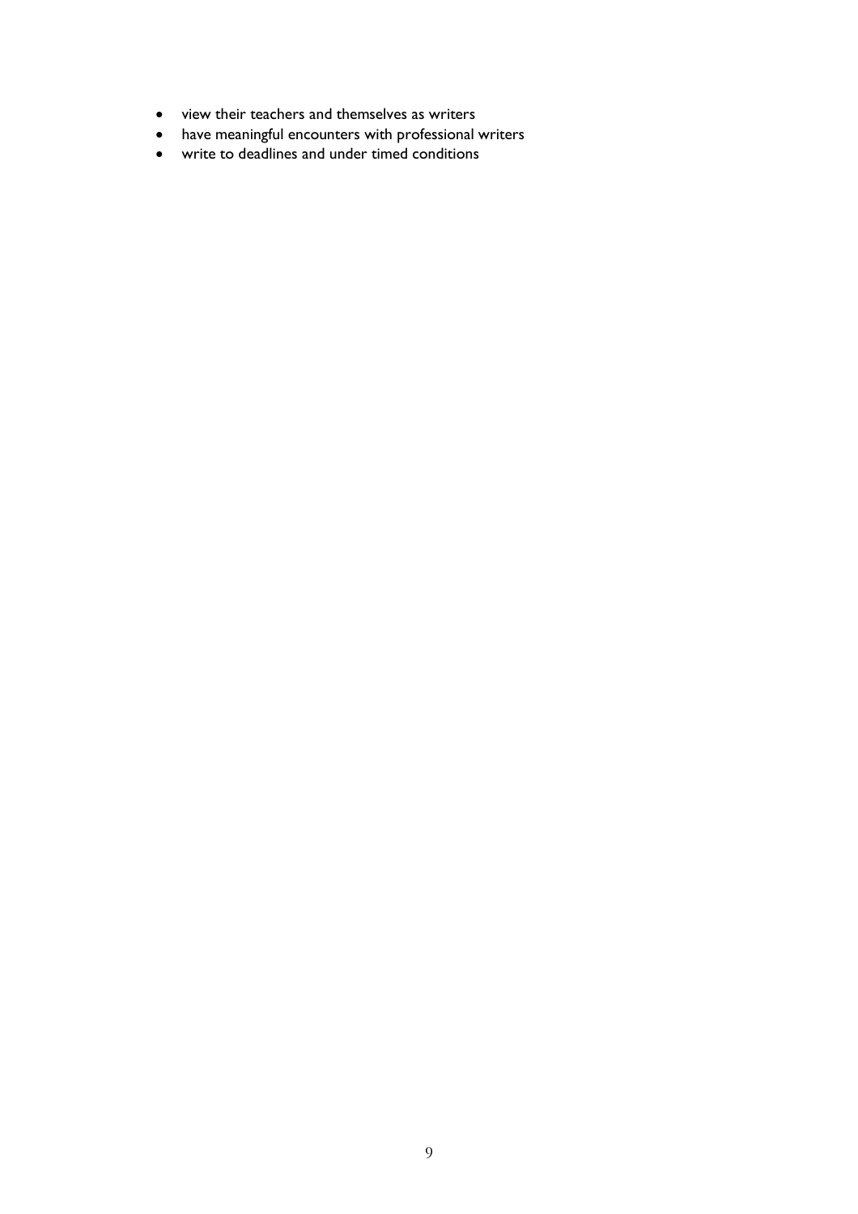- view their teachers and themselves as writers
- have meaningful encounters with professional writers
- write to deadlines and under timed conditions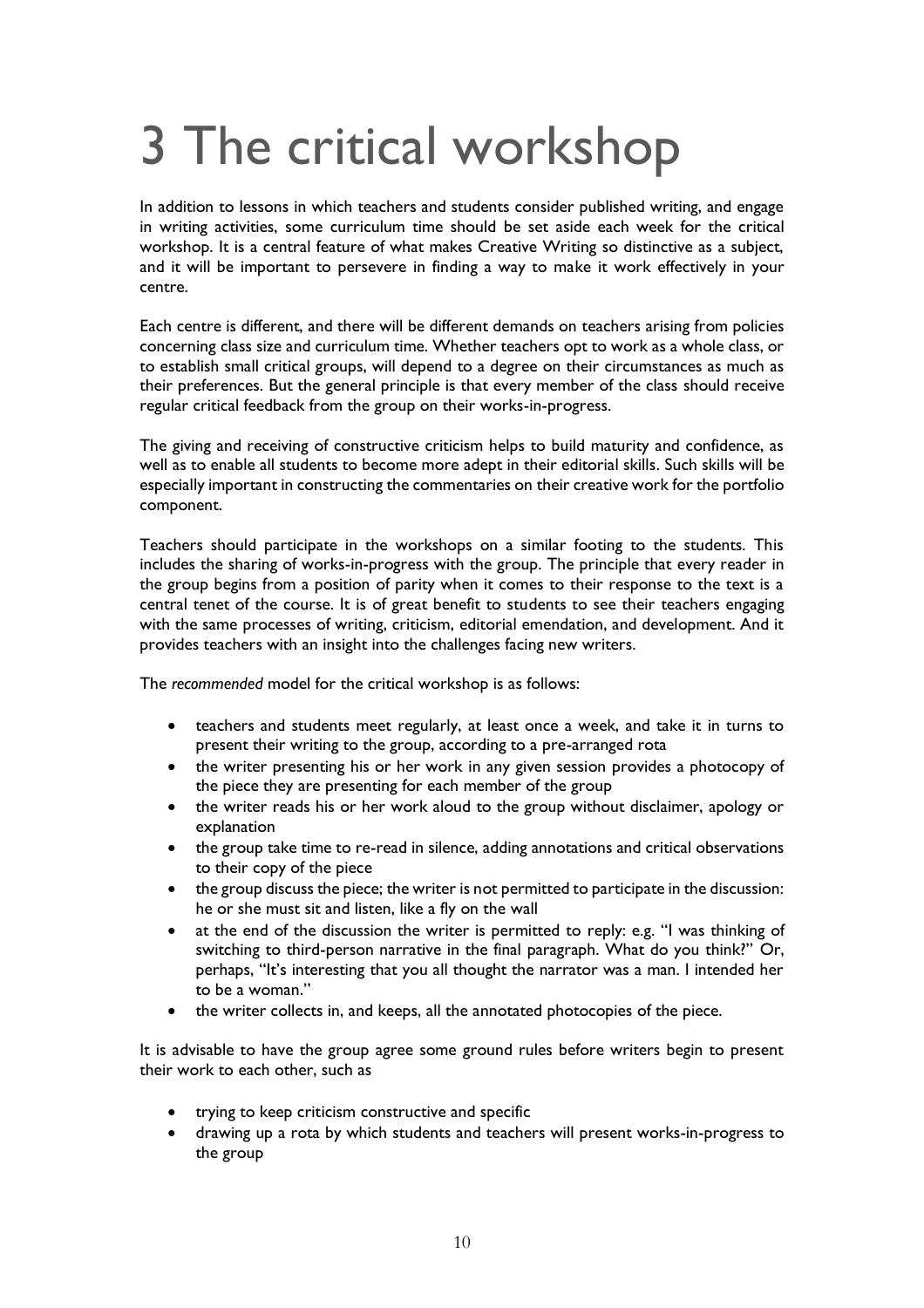# 3 The critical workshop

In addition to lessons in which teachers and students consider published writing, and engage in writing activities, some curriculum time should be set aside each week for the critical workshop. It is a central feature of what makes Creative Writing so distinctive as a subject, and it will be important to persevere in finding a way to make it work effectively in your centre.

Each centre is different, and there will be different demands on teachers arising from policies concerning class size and curriculum time. Whether teachers opt to work as a whole class, or to establish small critical groups, will depend to a degree on their circumstances as much as their preferences. But the general principle is that every member of the class should receive regular critical feedback from the group on their works-in-progress.

The giving and receiving of constructive criticism helps to build maturity and confidence, as well as to enable all students to become more adept in their editorial skills. Such skills will be especially important in constructing the commentaries on their creative work for the portfolio component.

Teachers should participate in the workshops on a similar footing to the students. This includes the sharing of works-in-progress with the group. The principle that every reader in the group begins from a position of parity when it comes to their response to the text is a central tenet of the course. It is of great benefit to students to see their teachers engaging with the same processes of writing, criticism, editorial emendation, and development. And it provides teachers with an insight into the challenges facing new writers.

The *recommended* model for the critical workshop is as follows:

- teachers and students meet regularly, at least once a week, and take it in turns to present their writing to the group, according to a pre-arranged rota
- the writer presenting his or her work in any given session provides a photocopy of the piece they are presenting for each member of the group
- the writer reads his or her work aloud to the group without disclaimer, apology or explanation
- the group take time to re-read in silence, adding annotations and critical observations to their copy of the piece
- the group discuss the piece; the writer is not permitted to participate in the discussion: he or she must sit and listen, like a fly on the wall
- at the end of the discussion the writer is permitted to reply: e.g. "I was thinking of switching to third-person narrative in the final paragraph. What do you think?" Or, perhaps, "It's interesting that you all thought the narrator was a man. I intended her to be a woman."
- the writer collects in, and keeps, all the annotated photocopies of the piece.

It is advisable to have the group agree some ground rules before writers begin to present their work to each other, such as

- trying to keep criticism constructive and specific
- drawing up a rota by which students and teachers will present works-in-progress to the group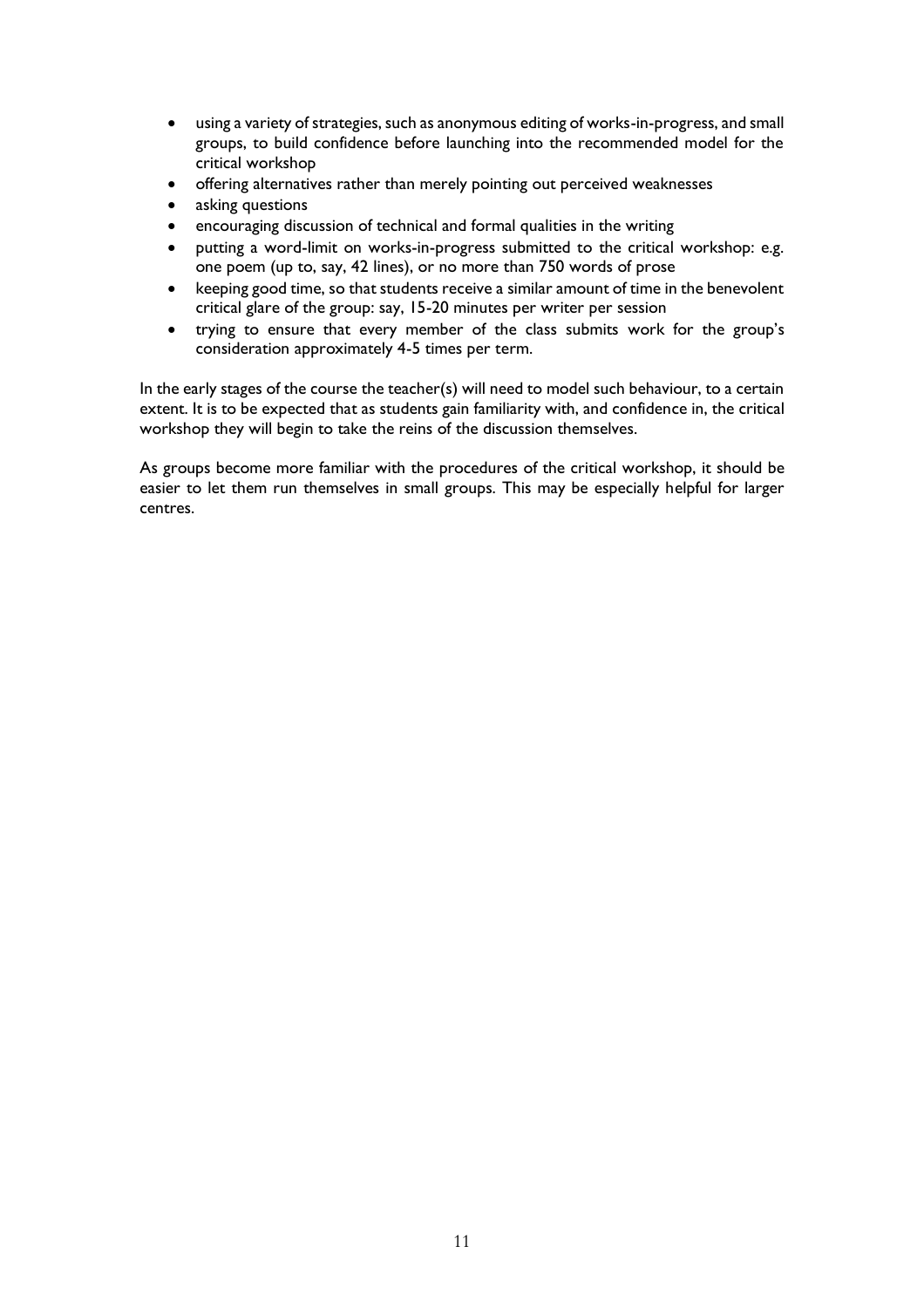- using a variety of strategies, such as anonymous editing of works-in-progress, and small groups, to build confidence before launching into the recommended model for the critical workshop
- offering alternatives rather than merely pointing out perceived weaknesses
- asking questions
- encouraging discussion of technical and formal qualities in the writing
- putting a word-limit on works-in-progress submitted to the critical workshop: e.g. one poem (up to, say, 42 lines), or no more than 750 words of prose
- keeping good time, so that students receive a similar amount of time in the benevolent critical glare of the group: say, 15-20 minutes per writer per session
- trying to ensure that every member of the class submits work for the group's consideration approximately 4-5 times per term.

In the early stages of the course the teacher(s) will need to model such behaviour, to a certain extent. It is to be expected that as students gain familiarity with, and confidence in, the critical workshop they will begin to take the reins of the discussion themselves.

As groups become more familiar with the procedures of the critical workshop, it should be easier to let them run themselves in small groups. This may be especially helpful for larger centres.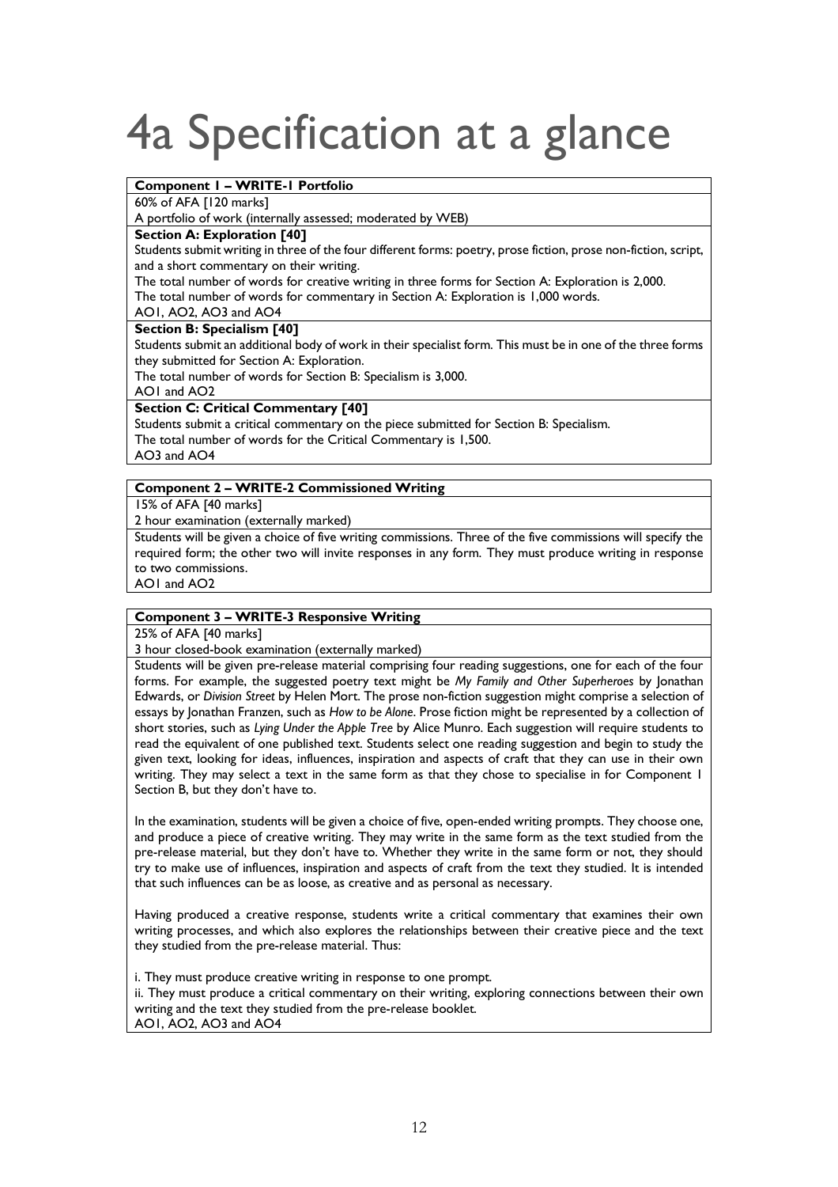# 4a Specification at a glance

**Component 1 – WRITE-1 Portfolio**

60% of AFA [120 marks]

A portfolio of work (internally assessed; moderated by WEB)

**Section A: Exploration [40]**

Students submit writing in three of the four different forms: poetry, prose fiction, prose non-fiction, script, and a short commentary on their writing.

The total number of words for creative writing in three forms for Section A: Exploration is 2,000.

The total number of words for commentary in Section A: Exploration is 1,000 words.

AO1, AO2, AO3 and AO4

**Section B: Specialism [40]**

Students submit an additional body of work in their specialist form. This must be in one of the three forms they submitted for Section A: Exploration.

The total number of words for Section B: Specialism is 3,000.

AO1 and AO2

**Section C: Critical Commentary [40]**

Students submit a critical commentary on the piece submitted for Section B: Specialism.

The total number of words for the Critical Commentary is 1,500.

AO3 and AO4

**Component 2 – WRITE-2 Commissioned Writing**

15% of AFA [40 marks]

2 hour examination (externally marked)

Students will be given a choice of five writing commissions. Three of the five commissions will specify the required form; the other two will invite responses in any form. They must produce writing in response to two commissions.

AO1 and AO2

**Component 3 – WRITE-3 Responsive Writing**

25% of AFA [40 marks]

3 hour closed-book examination (externally marked)

Students will be given pre-release material comprising four reading suggestions, one for each of the four forms. For example, the suggested poetry text might be *My Family and Other Superheroes* by Jonathan Edwards, or *Division Street* by Helen Mort. The prose non-fiction suggestion might comprise a selection of essays by Jonathan Franzen, such as *How to be Alone*. Prose fiction might be represented by a collection of short stories, such as *Lying Under the Apple Tree* by Alice Munro. Each suggestion will require students to read the equivalent of one published text. Students select one reading suggestion and begin to study the given text, looking for ideas, influences, inspiration and aspects of craft that they can use in their own writing. They may select a text in the same form as that they chose to specialise in for Component 1 Section B, but they don't have to.

In the examination, students will be given a choice of five, open-ended writing prompts. They choose one, and produce a piece of creative writing. They may write in the same form as the text studied from the pre-release material, but they don't have to. Whether they write in the same form or not, they should try to make use of influences, inspiration and aspects of craft from the text they studied. It is intended that such influences can be as loose, as creative and as personal as necessary.

Having produced a creative response, students write a critical commentary that examines their own writing processes, and which also explores the relationships between their creative piece and the text they studied from the pre-release material. Thus:

i. They must produce creative writing in response to one prompt.

ii. They must produce a critical commentary on their writing, exploring connections between their own writing and the text they studied from the pre-release booklet.

AO1, AO2, AO3 and AO4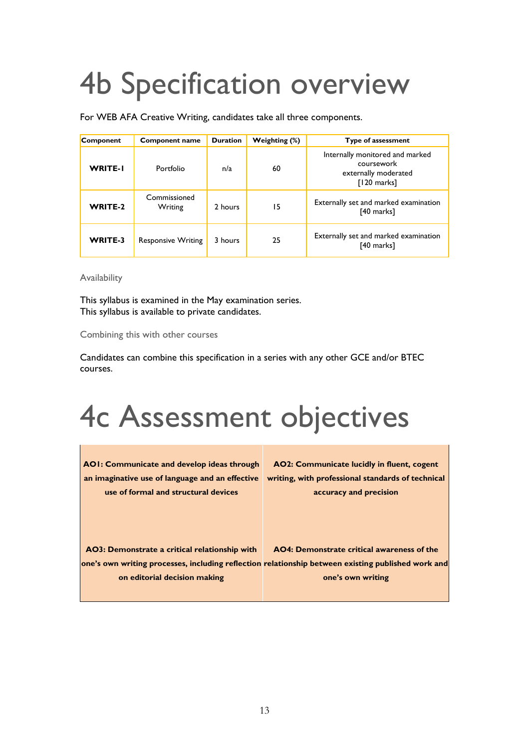# 4b Specification overview

For WEB AFA Creative Writing, candidates take all three components.

| Component | Component name | Duration | Weighting (%) | Type of assessment |
|---|---|---|---|---|
| **WRITE-1** | Portfolio | n/a | 60 | Internally monitored and marked coursework externally moderated [120 marks] |
| **WRITE-2** | Commissioned Writing | 2 hours | 15 | Externally set and marked examination [40 marks] |
| **WRITE-3** | Responsive Writing | 3 hours | 25 | Externally set and marked examination [40 marks] |

## Availability

This syllabus is examined in the May examination series.
This syllabus is available to private candidates.

## Combining this with other courses

Candidates can combine this specification in a series with any other GCE and/or BTEC courses.

# 4c Assessment objectives

| | |
|---|---|
| **AO1: Communicate and develop ideas through an imaginative use of language and an effective use of formal and structural devices** | **AO2: Communicate lucidly in fluent, cogent writing, with professional standards of technical accuracy and precision** |
| **AO3: Demonstrate a critical relationship with one's own writing processes, including reflection on editorial decision making** | **AO4: Demonstrate critical awareness of the relationship between existing published work and one's own writing** |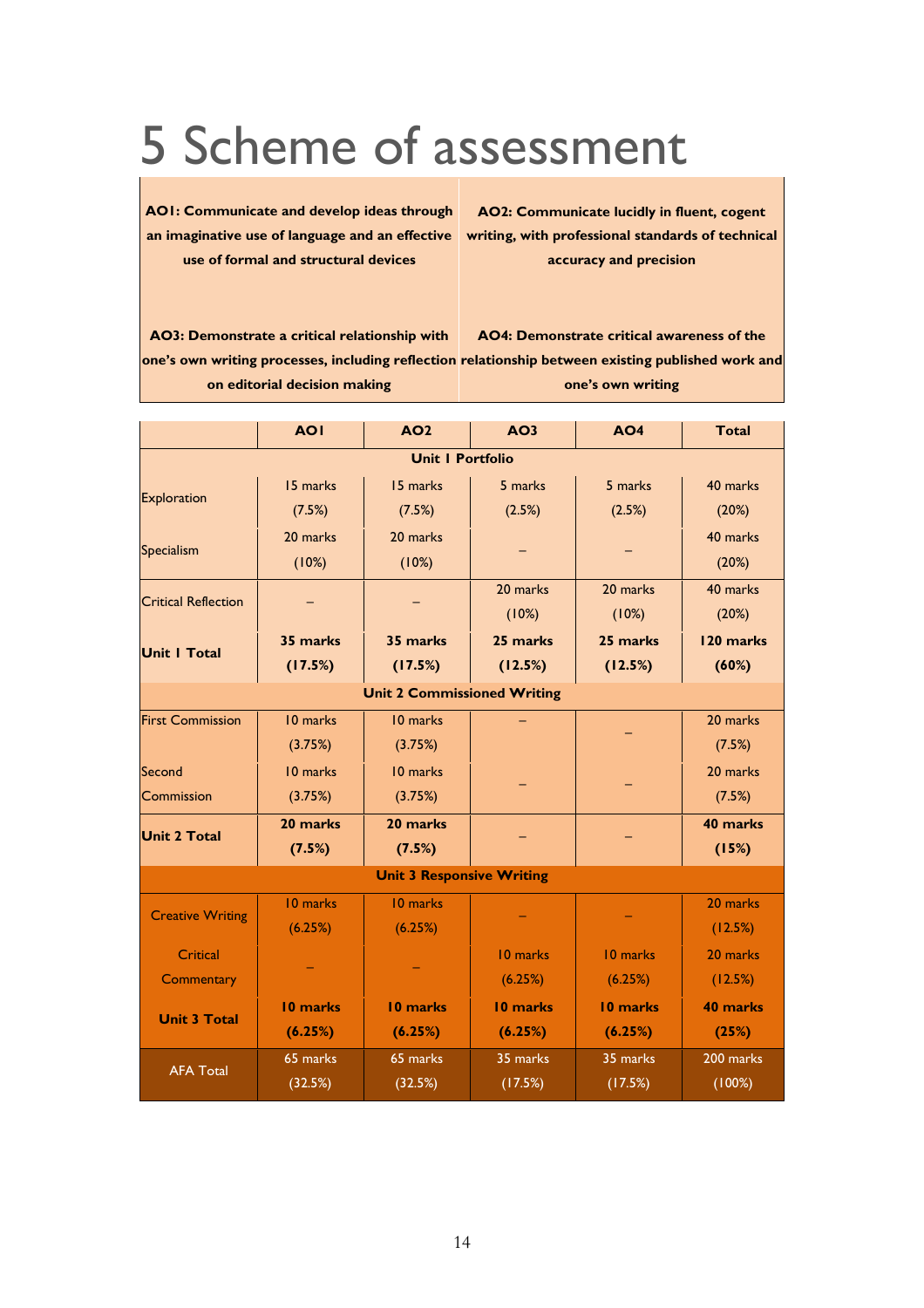# 5 Scheme of assessment

| **AO1: Communicate and develop ideas through an imaginative use of language and an effective use of formal and structural devices** | **AO2: Communicate lucidly in fluent, cogent writing, with professional standards of technical accuracy and precision** |
|---|---|
| **AO3: Demonstrate a critical relationship with one's own writing processes, including reflection on editorial decision making** | **AO4: Demonstrate critical awareness of the relationship between existing published work and one's own writing** |

| | **AO1** | **AO2** | **AO3** | **AO4** | **Total** |
|---|---|---|---|---|---|
| | | | **Unit 1 Portfolio** | | |
| Exploration | 15 marks (7.5%) | 15 marks (7.5%) | 5 marks (2.5%) | 5 marks (2.5%) | 40 marks (20%) |
| Specialism | 20 marks (10%) | 20 marks (10%) | – | – | 40 marks (20%) |
| Critical Reflection | – | – | 20 marks (10%) | 20 marks (10%) | 40 marks (20%) |
| **Unit 1 Total** | **35 marks (17.5%)** | **35 marks (17.5%)** | **25 marks (12.5%)** | **25 marks (12.5%)** | **120 marks (60%)** |
| | | | **Unit 2 Commissioned Writing** | | |
| First Commission | 10 marks (3.75%) | 10 marks (3.75%) | – | – | 20 marks (7.5%) |
| Second Commission | 10 marks (3.75%) | 10 marks (3.75%) | – | – | 20 marks (7.5%) |
| **Unit 2 Total** | **20 marks (7.5%)** | **20 marks (7.5%)** | – | – | **40 marks (15%)** |
| | | | **Unit 3 Responsive Writing** | | |
| Creative Writing | 10 marks (6.25%) | 10 marks (6.25%) | – | – | 20 marks (12.5%) |
| Critical Commentary | – | – | 10 marks (6.25%) | 10 marks (6.25%) | 20 marks (12.5%) |
| **Unit 3 Total** | **10 marks (6.25%)** | **10 marks (6.25%)** | **10 marks (6.25%)** | **10 marks (6.25%)** | **40 marks (25%)** |
| AFA Total | 65 marks (32.5%) | 65 marks (32.5%) | 35 marks (17.5%) | 35 marks (17.5%) | 200 marks (100%) |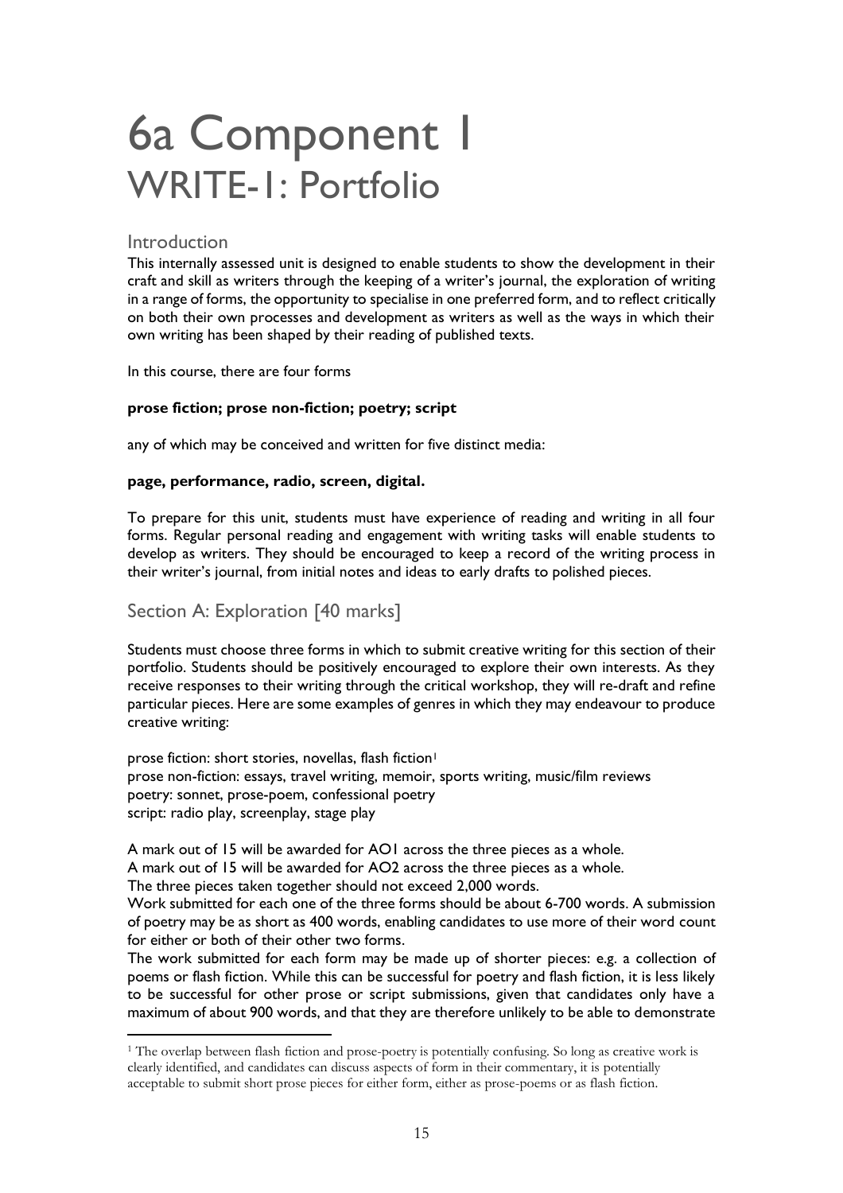# 6a Component 1
## WRITE-1: Portfolio

### Introduction

This internally assessed unit is designed to enable students to show the development in their craft and skill as writers through the keeping of a writer's journal, the exploration of writing in a range of forms, the opportunity to specialise in one preferred form, and to reflect critically on both their own processes and development as writers as well as the ways in which their own writing has been shaped by their reading of published texts.

In this course, there are four forms

**prose fiction; prose non-fiction; poetry; script**

any of which may be conceived and written for five distinct media:

**page, performance, radio, screen, digital.**

To prepare for this unit, students must have experience of reading and writing in all four forms. Regular personal reading and engagement with writing tasks will enable students to develop as writers. They should be encouraged to keep a record of the writing process in their writer's journal, from initial notes and ideas to early drafts to polished pieces.

### Section A: Exploration [40 marks]

Students must choose three forms in which to submit creative writing for this section of their portfolio. Students should be positively encouraged to explore their own interests. As they receive responses to their writing through the critical workshop, they will re-draft and refine particular pieces. Here are some examples of genres in which they may endeavour to produce creative writing:

prose fiction: short stories, novellas, flash fiction[1]
prose non-fiction: essays, travel writing, memoir, sports writing, music/film reviews
poetry: sonnet, prose-poem, confessional poetry
script: radio play, screenplay, stage play

A mark out of 15 will be awarded for AO1 across the three pieces as a whole.
A mark out of 15 will be awarded for AO2 across the three pieces as a whole.
The three pieces taken together should not exceed 2,000 words.
Work submitted for each one of the three forms should be about 6-700 words. A submission of poetry may be as short as 400 words, enabling candidates to use more of their word count for either or both of their other two forms.
The work submitted for each form may be made up of shorter pieces: e.g. a collection of poems or flash fiction. While this can be successful for poetry and flash fiction, it is less likely to be successful for other prose or script submissions, given that candidates only have a maximum of about 900 words, and that they are therefore unlikely to be able to demonstrate

[1] The overlap between flash fiction and prose-poetry is potentially confusing. So long as creative work is clearly identified, and candidates can discuss aspects of form in their commentary, it is potentially acceptable to submit short prose pieces for either form, either as prose-poems or as flash fiction.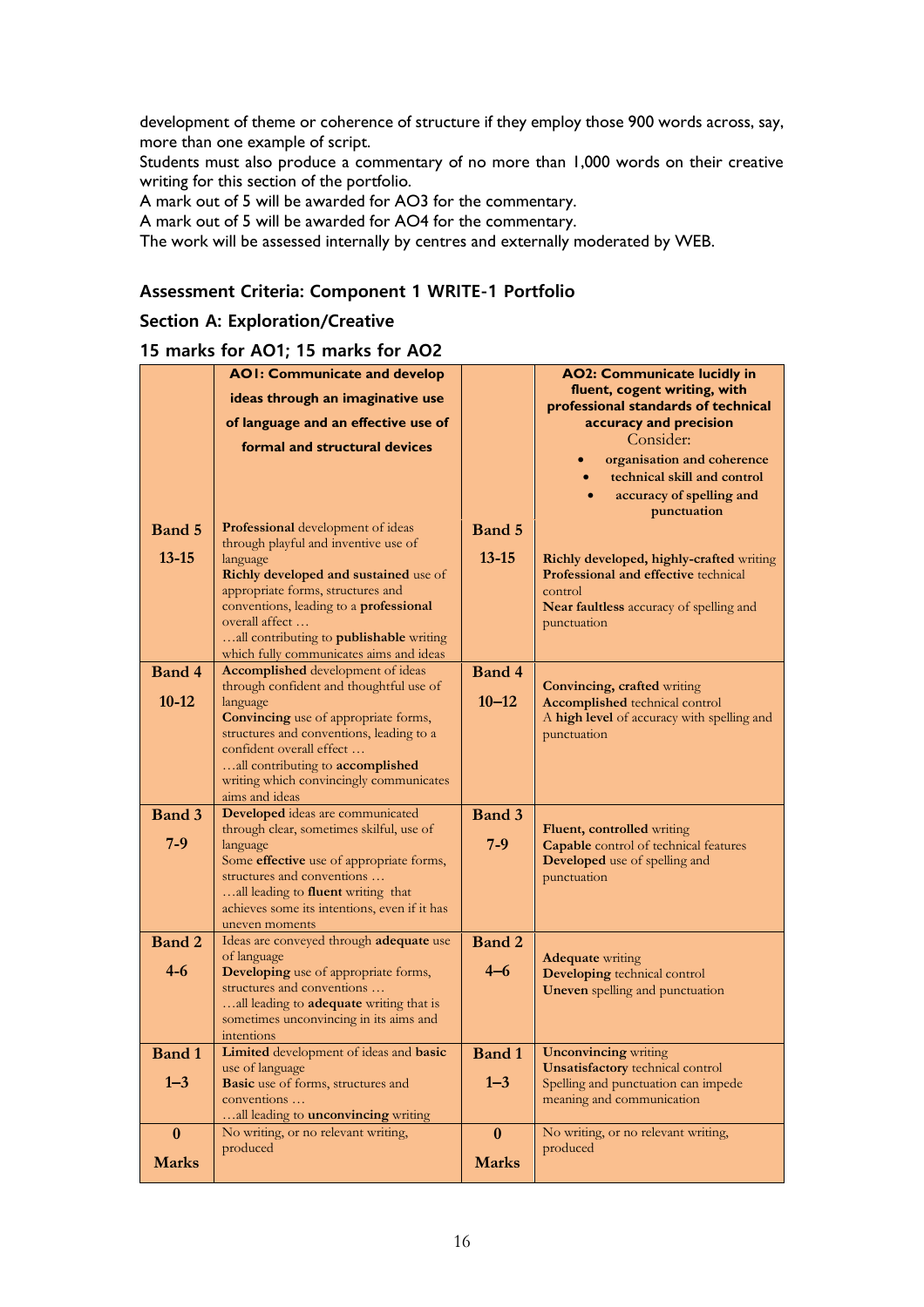development of theme or coherence of structure if they employ those 900 words across, say, more than one example of script.
Students must also produce a commentary of no more than 1,000 words on their creative writing for this section of the portfolio.
A mark out of 5 will be awarded for AO3 for the commentary.
A mark out of 5 will be awarded for AO4 for the commentary.
The work will be assessed internally by centres and externally moderated by WEB.

### Assessment Criteria: Component 1 WRITE-1 Portfolio

### Section A: Exploration/Creative

### 15 marks for AO1; 15 marks for AO2

| | **AO1: Communicate and develop ideas through an imaginative use of language and an effective use of formal and structural devices** | | **AO2: Communicate lucidly in fluent, cogent writing, with professional standards of technical accuracy and precision**<br>Consider:<br>• organisation and coherence<br>• technical skill and control<br>• accuracy of spelling and punctuation |
|---|---|---|---|
| **Band 5**<br>**13-15** | **Professional** development of ideas through playful and inventive use of language<br>**Richly developed and sustained** use of appropriate forms, structures and conventions, leading to a **professional** overall affect …<br>…all contributing to **publishable** writing which fully communicates aims and ideas | **Band 5**<br>**13-15** | **Richly developed, highly-crafted** writing<br>**Professional and effective** technical control<br>**Near faultless** accuracy of spelling and punctuation |
| **Band 4**<br>**10-12** | **Accomplished** development of ideas through confident and thoughtful use of language<br>**Convincing** use of appropriate forms, structures and conventions, leading to a confident overall effect …<br>…all contributing to **accomplished** writing which convincingly communicates aims and ideas | **Band 4**<br>**10–12** | **Convincing, crafted** writing<br>**Accomplished** technical control<br>A **high level** of accuracy with spelling and punctuation |
| **Band 3**<br>**7-9** | **Developed** ideas are communicated through clear, sometimes skilful, use of language<br>Some **effective** use of appropriate forms, structures and conventions …<br>…all leading to **fluent** writing that achieves some its intentions, even if it has uneven moments | **Band 3**<br>**7-9** | **Fluent, controlled** writing<br>**Capable** control of technical features<br>**Developed** use of spelling and punctuation |
| **Band 2**<br>**4-6** | Ideas are conveyed through **adequate** use of language<br>**Developing** use of appropriate forms, structures and conventions …<br>…all leading to **adequate** writing that is sometimes unconvincing in its aims and intentions | **Band 2**<br>**4–6** | **Adequate** writing<br>**Developing** technical control<br>**Uneven** spelling and punctuation |
| **Band 1**<br>**1–3** | **Limited** development of ideas and **basic** use of language<br>**Basic** use of forms, structures and conventions …<br>…all leading to **unconvincing** writing | **Band 1**<br>**1–3** | **Unconvincing** writing<br>**Unsatisfactory** technical control<br>Spelling and punctuation can impede meaning and communication |
| **0**<br>**Marks** | No writing, or no relevant writing, produced | **0**<br>**Marks** | No writing, or no relevant writing, produced |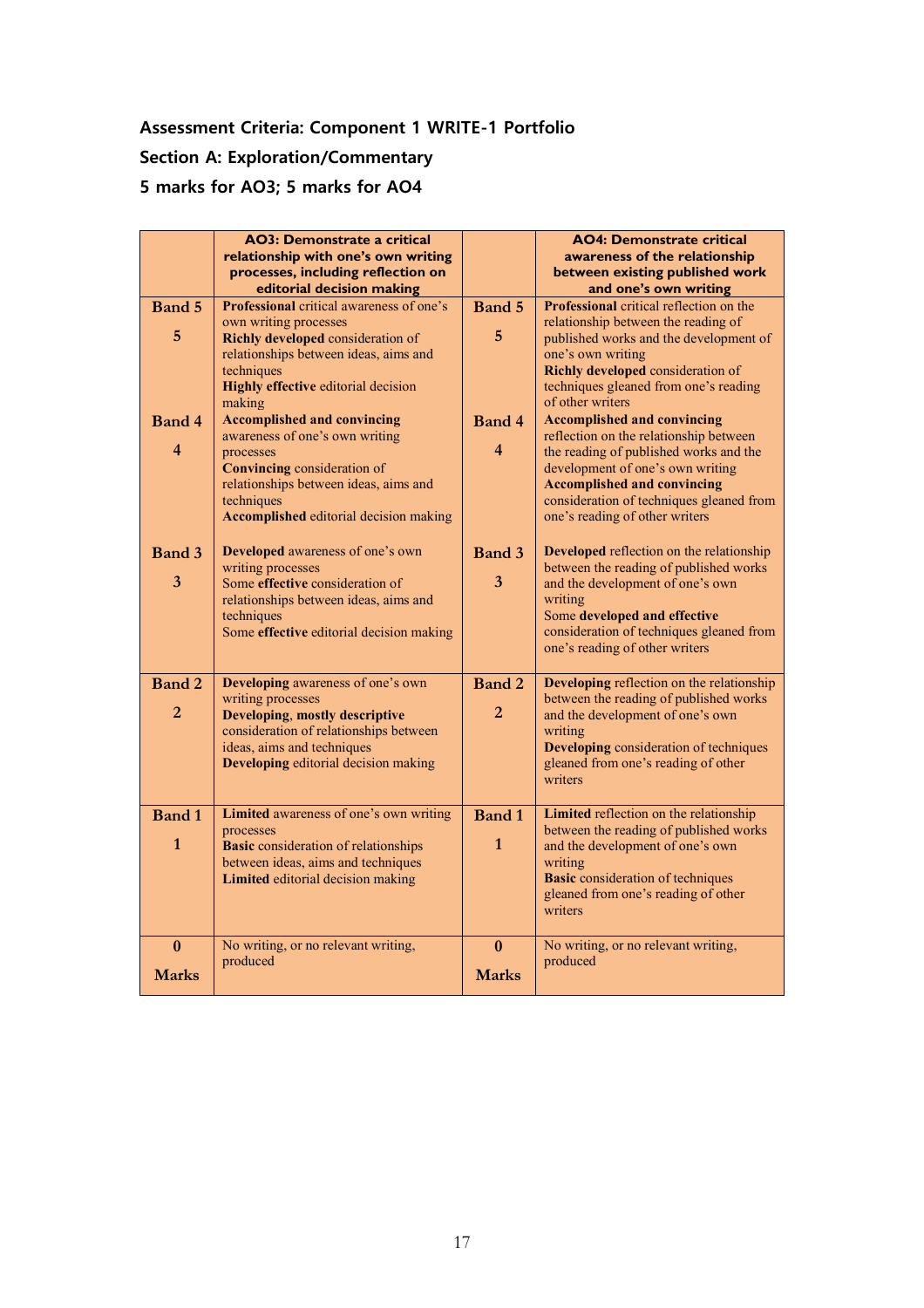**Assessment Criteria: Component 1 WRITE-1 Portfolio**

**Section A: Exploration/Commentary**

**5 marks for AO3; 5 marks for AO4**

| | **AO3: Demonstrate a critical relationship with one's own writing processes, including reflection on editorial decision making** | | **AO4: Demonstrate critical awareness of the relationship between existing published work and one's own writing** |
|---|---|---|---|
| **Band 5** **5** | **Professional** critical awareness of one's own writing processes **Richly developed** consideration of relationships between ideas, aims and techniques **Highly effective** editorial decision making | **Band 5** **5** | **Professional** critical reflection on the relationship between the reading of published works and the development of one's own writing **Richly developed** consideration of techniques gleaned from one's reading of other writers |
| **Band 4** **4** | **Accomplished and convincing** awareness of one's own writing processes **Convincing** consideration of relationships between ideas, aims and techniques **Accomplished** editorial decision making | **Band 4** **4** | **Accomplished and convincing** reflection on the relationship between the reading of published works and the development of one's own writing **Accomplished and convincing** consideration of techniques gleaned from one's reading of other writers |
| **Band 3** **3** | **Developed** awareness of one's own writing processes Some **effective** consideration of relationships between ideas, aims and techniques Some **effective** editorial decision making | **Band 3** **3** | **Developed** reflection on the relationship between the reading of published works and the development of one's own writing Some **developed and effective** consideration of techniques gleaned from one's reading of other writers |
| **Band 2** **2** | **Developing** awareness of one's own writing processes **Developing**, **mostly descriptive** consideration of relationships between ideas, aims and techniques **Developing** editorial decision making | **Band 2** **2** | **Developing** reflection on the relationship between the reading of published works and the development of one's own writing **Developing** consideration of techniques gleaned from one's reading of other writers |
| **Band 1** **1** | **Limited** awareness of one's own writing processes **Basic** consideration of relationships between ideas, aims and techniques **Limited** editorial decision making | **Band 1** **1** | **Limited** reflection on the relationship between the reading of published works and the development of one's own writing **Basic** consideration of techniques gleaned from one's reading of other writers |
| **0** **Marks** | No writing, or no relevant writing, produced | **0** **Marks** | No writing, or no relevant writing, produced |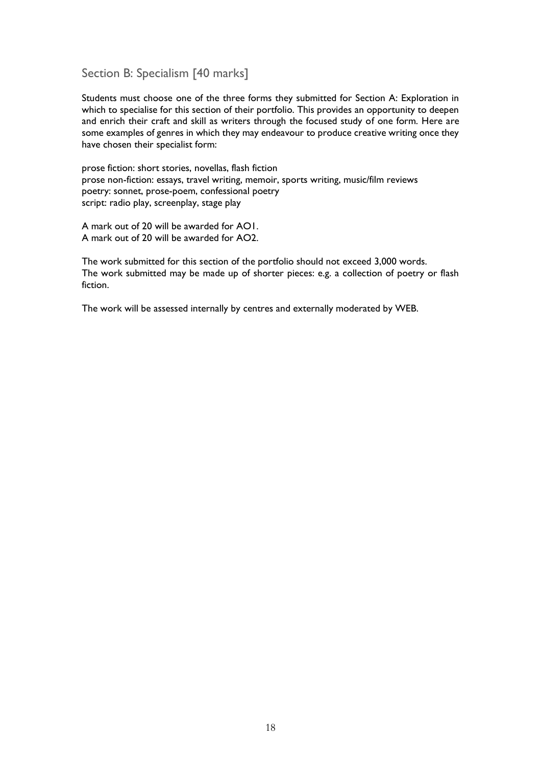## Section B: Specialism [40 marks]

Students must choose one of the three forms they submitted for Section A: Exploration in which to specialise for this section of their portfolio. This provides an opportunity to deepen and enrich their craft and skill as writers through the focused study of one form. Here are some examples of genres in which they may endeavour to produce creative writing once they have chosen their specialist form:

prose fiction: short stories, novellas, flash fiction
prose non-fiction: essays, travel writing, memoir, sports writing, music/film reviews
poetry: sonnet, prose-poem, confessional poetry
script: radio play, screenplay, stage play

A mark out of 20 will be awarded for AO1.
A mark out of 20 will be awarded for AO2.

The work submitted for this section of the portfolio should not exceed 3,000 words.
The work submitted may be made up of shorter pieces: e.g. a collection of poetry or flash fiction.

The work will be assessed internally by centres and externally moderated by WEB.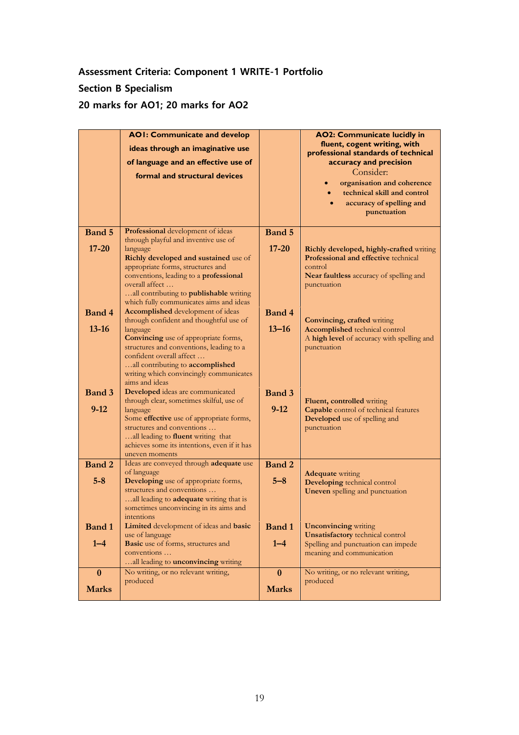**Assessment Criteria: Component 1 WRITE-1 Portfolio**

**Section B Specialism**

**20 marks for AO1; 20 marks for AO2**

| | **AO1: Communicate and develop ideas through an imaginative use of language and an effective use of formal and structural devices** | | **AO2: Communicate lucidly in fluent, cogent writing, with professional standards of technical accuracy and precision**<br>Consider:<br>• **organisation and coherence**<br>• **technical skill and control**<br>• **accuracy of spelling and punctuation** |
|---|---|---|---|
| **Band 5**<br>**17-20** | **Professional** development of ideas through playful and inventive use of language<br>**Richly developed and sustained** use of appropriate forms, structures and conventions, leading to a **professional** overall affect …<br>…all contributing to **publishable** writing which fully communicates aims and ideas | **Band 5**<br>**17-20** | **Richly developed, highly-crafted** writing<br>**Professional and effective** technical control<br>**Near faultless** accuracy of spelling and punctuation |
| **Band 4**<br>**13-16** | **Accomplished** development of ideas through confident and thoughtful use of language<br>**Convincing** use of appropriate forms, structures and conventions, leading to a confident overall affect …<br>…all contributing to **accomplished** writing which convincingly communicates aims and ideas | **Band 4**<br>**13–16** | **Convincing, crafted** writing<br>**Accomplished** technical control<br>A **high level** of accuracy with spelling and punctuation |
| **Band 3**<br>**9-12** | **Developed** ideas are communicated through clear, sometimes skilful, use of language<br>Some **effective** use of appropriate forms, structures and conventions …<br>…all leading to **fluent** writing that achieves some its intentions, even if it has uneven moments | **Band 3**<br>**9-12** | **Fluent, controlled** writing<br>**Capable** control of technical features<br>**Developed** use of spelling and punctuation |
| **Band 2**<br>**5-8** | Ideas are conveyed through **adequate** use of language<br>**Developing** use of appropriate forms, structures and conventions …<br>…all leading to **adequate** writing that is sometimes unconvincing in its aims and intentions | **Band 2**<br>**5–8** | **Adequate** writing<br>**Developing** technical control<br>**Uneven** spelling and punctuation |
| **Band 1**<br>**1–4** | **Limited** development of ideas and **basic** use of language<br>**Basic** use of forms, structures and conventions …<br>…all leading to **unconvincing** writing | **Band 1**<br>**1–4** | **Unconvincing** writing<br>**Unsatisfactory** technical control<br>Spelling and punctuation can impede meaning and communication |
| **0**<br>**Marks** | No writing, or no relevant writing, produced | **0**<br>**Marks** | No writing, or no relevant writing, produced |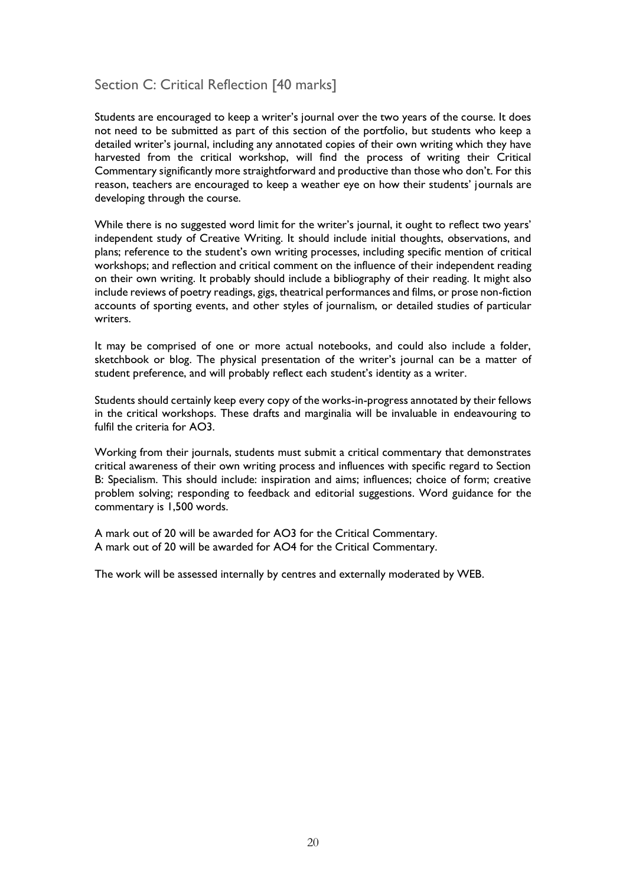## Section C: Critical Reflection [40 marks]

Students are encouraged to keep a writer's journal over the two years of the course. It does not need to be submitted as part of this section of the portfolio, but students who keep a detailed writer's journal, including any annotated copies of their own writing which they have harvested from the critical workshop, will find the process of writing their Critical Commentary significantly more straightforward and productive than those who don't. For this reason, teachers are encouraged to keep a weather eye on how their students' journals are developing through the course.

While there is no suggested word limit for the writer's journal, it ought to reflect two years' independent study of Creative Writing. It should include initial thoughts, observations, and plans; reference to the student's own writing processes, including specific mention of critical workshops; and reflection and critical comment on the influence of their independent reading on their own writing. It probably should include a bibliography of their reading. It might also include reviews of poetry readings, gigs, theatrical performances and films, or prose non-fiction accounts of sporting events, and other styles of journalism, or detailed studies of particular writers.

It may be comprised of one or more actual notebooks, and could also include a folder, sketchbook or blog. The physical presentation of the writer's journal can be a matter of student preference, and will probably reflect each student's identity as a writer.

Students should certainly keep every copy of the works-in-progress annotated by their fellows in the critical workshops. These drafts and marginalia will be invaluable in endeavouring to fulfil the criteria for AO3.

Working from their journals, students must submit a critical commentary that demonstrates critical awareness of their own writing process and influences with specific regard to Section B: Specialism. This should include: inspiration and aims; influences; choice of form; creative problem solving; responding to feedback and editorial suggestions. Word guidance for the commentary is 1,500 words.

A mark out of 20 will be awarded for AO3 for the Critical Commentary.
A mark out of 20 will be awarded for AO4 for the Critical Commentary.

The work will be assessed internally by centres and externally moderated by WEB.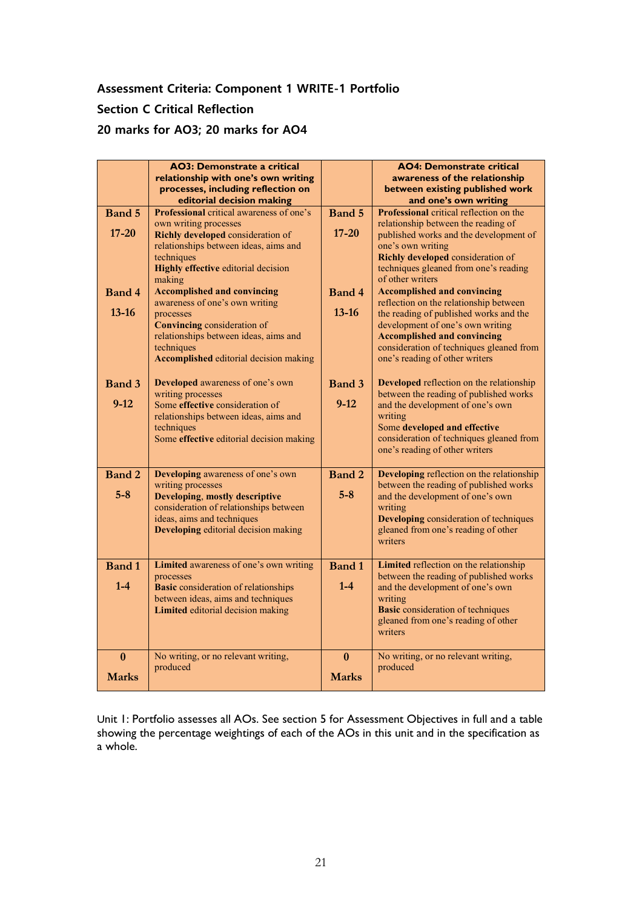**Assessment Criteria: Component 1 WRITE-1 Portfolio**

**Section C Critical Reflection**

**20 marks for AO3; 20 marks for AO4**

| | AO3: Demonstrate a critical relationship with one's own writing processes, including reflection on editorial decision making | | AO4: Demonstrate critical awareness of the relationship between existing published work and one's own writing |
|---|---|---|---|
| Band 5<br>17-20 | **Professional** critical awareness of one's own writing processes<br>**Richly developed** consideration of relationships between ideas, aims and techniques<br>**Highly effective** editorial decision making | Band 5<br>17-20 | **Professional** critical reflection on the relationship between the reading of published works and the development of one's own writing<br>**Richly developed** consideration of techniques gleaned from one's reading of other writers |
| Band 4<br>13-16 | **Accomplished and convincing** awareness of one's own writing processes<br>**Convincing** consideration of relationships between ideas, aims and techniques<br>**Accomplished** editorial decision making | Band 4<br>13-16 | **Accomplished and convincing** reflection on the relationship between the reading of published works and the development of one's own writing<br>**Accomplished and convincing** consideration of techniques gleaned from one's reading of other writers |
| Band 3<br>9-12 | **Developed** awareness of one's own writing processes<br>Some **effective** consideration of relationships between ideas, aims and techniques<br>Some **effective** editorial decision making | Band 3<br>9-12 | **Developed** reflection on the relationship between the reading of published works and the development of one's own writing<br>Some **developed and effective** consideration of techniques gleaned from one's reading of other writers |
| Band 2<br>5-8 | **Developing** awareness of one's own writing processes<br>**Developing**, **mostly descriptive** consideration of relationships between ideas, aims and techniques<br>**Developing** editorial decision making | Band 2<br>5-8 | **Developing** reflection on the relationship between the reading of published works and the development of one's own writing<br>**Developing** consideration of techniques gleaned from one's reading of other writers |
| Band 1<br>1-4 | **Limited** awareness of one's own writing processes<br>**Basic** consideration of relationships between ideas, aims and techniques<br>**Limited** editorial decision making | Band 1<br>1-4 | **Limited** reflection on the relationship between the reading of published works and the development of one's own writing<br>**Basic** consideration of techniques gleaned from one's reading of other writers |
| 0<br>Marks | No writing, or no relevant writing, produced | 0<br>Marks | No writing, or no relevant writing, produced |

Unit 1: Portfolio assesses all AOs. See section 5 for Assessment Objectives in full and a table showing the percentage weightings of each of the AOs in this unit and in the specification as a whole.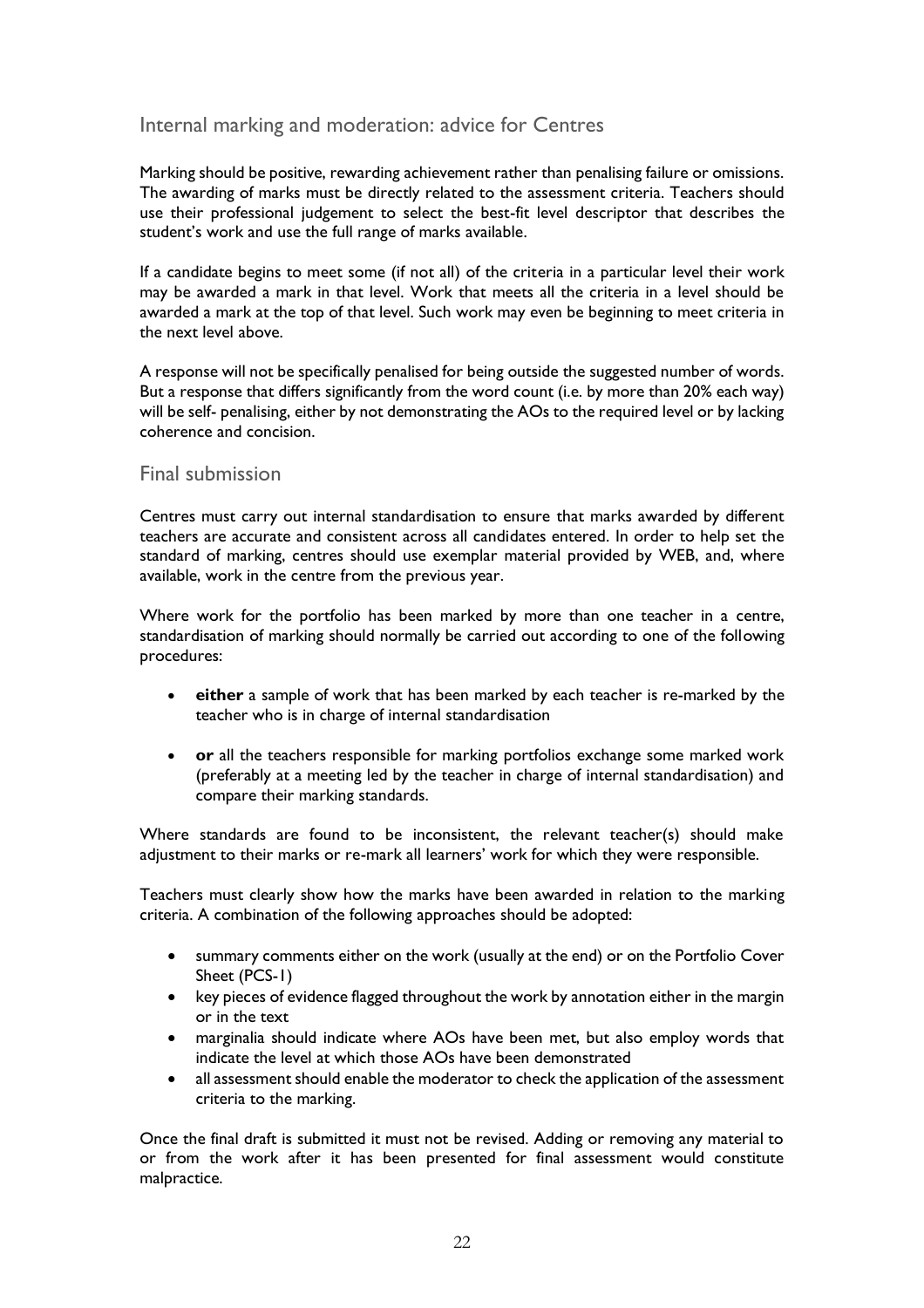## Internal marking and moderation: advice for Centres

Marking should be positive, rewarding achievement rather than penalising failure or omissions. The awarding of marks must be directly related to the assessment criteria. Teachers should use their professional judgement to select the best-fit level descriptor that describes the student's work and use the full range of marks available.

If a candidate begins to meet some (if not all) of the criteria in a particular level their work may be awarded a mark in that level. Work that meets all the criteria in a level should be awarded a mark at the top of that level. Such work may even be beginning to meet criteria in the next level above.

A response will not be specifically penalised for being outside the suggested number of words. But a response that differs significantly from the word count (i.e. by more than 20% each way) will be self- penalising, either by not demonstrating the AOs to the required level or by lacking coherence and concision.

## Final submission

Centres must carry out internal standardisation to ensure that marks awarded by different teachers are accurate and consistent across all candidates entered. In order to help set the standard of marking, centres should use exemplar material provided by WEB, and, where available, work in the centre from the previous year.

Where work for the portfolio has been marked by more than one teacher in a centre, standardisation of marking should normally be carried out according to one of the following procedures:

- **either** a sample of work that has been marked by each teacher is re-marked by the teacher who is in charge of internal standardisation
- **or** all the teachers responsible for marking portfolios exchange some marked work (preferably at a meeting led by the teacher in charge of internal standardisation) and compare their marking standards.

Where standards are found to be inconsistent, the relevant teacher(s) should make adjustment to their marks or re-mark all learners' work for which they were responsible.

Teachers must clearly show how the marks have been awarded in relation to the marking criteria. A combination of the following approaches should be adopted:

- summary comments either on the work (usually at the end) or on the Portfolio Cover Sheet (PCS-1)
- key pieces of evidence flagged throughout the work by annotation either in the margin or in the text
- marginalia should indicate where AOs have been met, but also employ words that indicate the level at which those AOs have been demonstrated
- all assessment should enable the moderator to check the application of the assessment criteria to the marking.

Once the final draft is submitted it must not be revised. Adding or removing any material to or from the work after it has been presented for final assessment would constitute malpractice.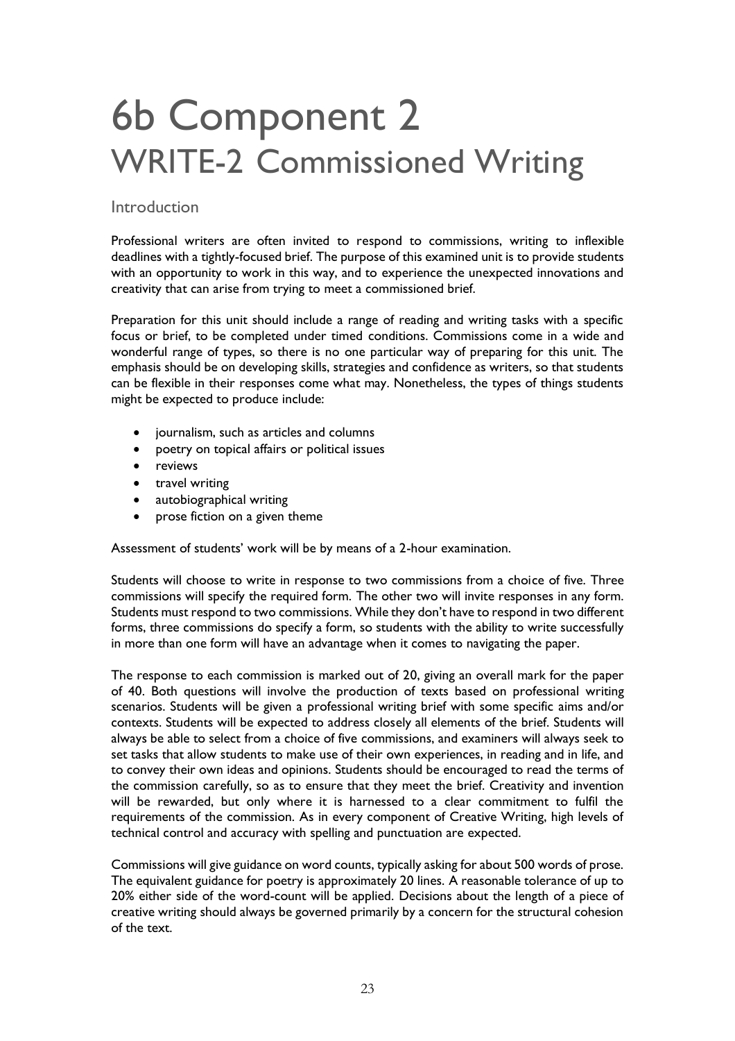# 6b Component 2
## WRITE-2 Commissioned Writing

### Introduction

Professional writers are often invited to respond to commissions, writing to inflexible deadlines with a tightly-focused brief. The purpose of this examined unit is to provide students with an opportunity to work in this way, and to experience the unexpected innovations and creativity that can arise from trying to meet a commissioned brief.

Preparation for this unit should include a range of reading and writing tasks with a specific focus or brief, to be completed under timed conditions. Commissions come in a wide and wonderful range of types, so there is no one particular way of preparing for this unit. The emphasis should be on developing skills, strategies and confidence as writers, so that students can be flexible in their responses come what may. Nonetheless, the types of things students might be expected to produce include:

- journalism, such as articles and columns
- poetry on topical affairs or political issues
- reviews
- travel writing
- autobiographical writing
- prose fiction on a given theme

Assessment of students' work will be by means of a 2-hour examination.

Students will choose to write in response to two commissions from a choice of five. Three commissions will specify the required form. The other two will invite responses in any form. Students must respond to two commissions. While they don't have to respond in two different forms, three commissions do specify a form, so students with the ability to write successfully in more than one form will have an advantage when it comes to navigating the paper.

The response to each commission is marked out of 20, giving an overall mark for the paper of 40. Both questions will involve the production of texts based on professional writing scenarios. Students will be given a professional writing brief with some specific aims and/or contexts. Students will be expected to address closely all elements of the brief. Students will always be able to select from a choice of five commissions, and examiners will always seek to set tasks that allow students to make use of their own experiences, in reading and in life, and to convey their own ideas and opinions. Students should be encouraged to read the terms of the commission carefully, so as to ensure that they meet the brief. Creativity and invention will be rewarded, but only where it is harnessed to a clear commitment to fulfil the requirements of the commission. As in every component of Creative Writing, high levels of technical control and accuracy with spelling and punctuation are expected.

Commissions will give guidance on word counts, typically asking for about 500 words of prose. The equivalent guidance for poetry is approximately 20 lines. A reasonable tolerance of up to 20% either side of the word-count will be applied. Decisions about the length of a piece of creative writing should always be governed primarily by a concern for the structural cohesion of the text.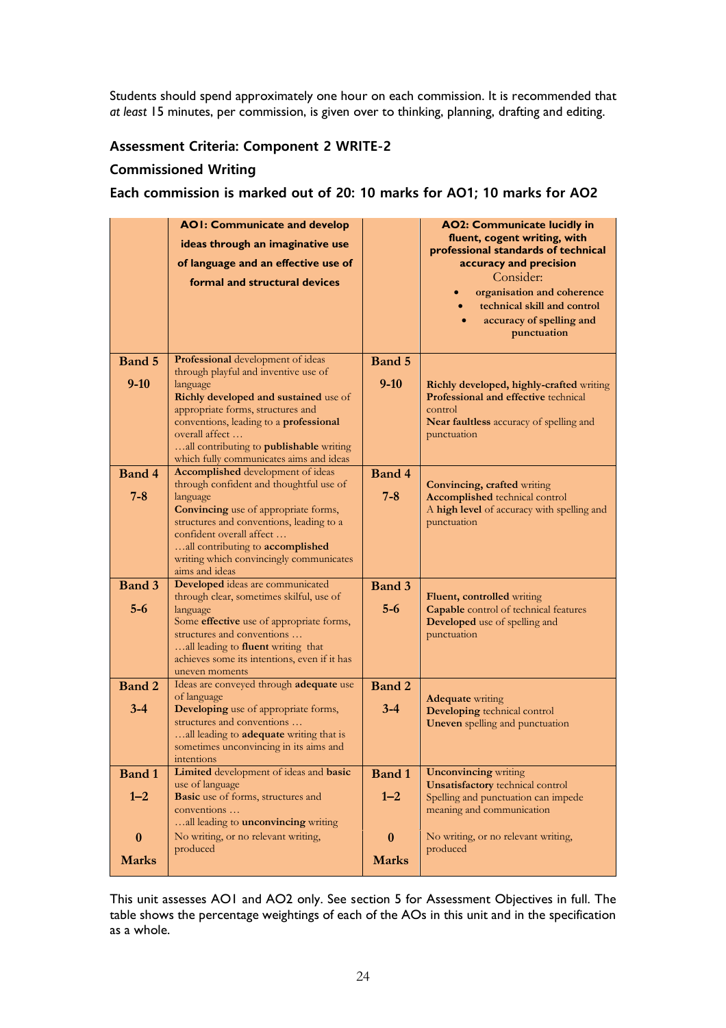Students should spend approximately one hour on each commission. It is recommended that *at least* 15 minutes, per commission, is given over to thinking, planning, drafting and editing.

### Assessment Criteria: Component 2 WRITE-2

### Commissioned Writing

### Each commission is marked out of 20: 10 marks for AO1; 10 marks for AO2

| | **AO1: Communicate and develop ideas through an imaginative use of language and an effective use of formal and structural devices** | | **AO2: Communicate lucidly in fluent, cogent writing, with professional standards of technical accuracy and precision**<br>Consider:<br>• **organisation and coherence**<br>• **technical skill and control**<br>• **accuracy of spelling and punctuation** |
|---|---|---|---|
| **Band 5**<br>**9-10** | **Professional** development of ideas through playful and inventive use of language<br>**Richly developed and sustained** use of appropriate forms, structures and conventions, leading to a **professional** overall affect …<br>…all contributing to **publishable** writing which fully communicates aims and ideas | **Band 5**<br>**9-10** | **Richly developed, highly-crafted** writing<br>**Professional and effective** technical control<br>**Near faultless** accuracy of spelling and punctuation |
| **Band 4**<br>**7-8** | **Accomplished** development of ideas through confident and thoughtful use of language<br>**Convincing** use of appropriate forms, structures and conventions, leading to a confident overall affect …<br>…all contributing to **accomplished** writing which convincingly communicates aims and ideas | **Band 4**<br>**7-8** | **Convincing, crafted** writing<br>**Accomplished** technical control<br>A **high level** of accuracy with spelling and punctuation |
| **Band 3**<br>**5-6** | **Developed** ideas are communicated through clear, sometimes skilful, use of language<br>Some **effective** use of appropriate forms, structures and conventions …<br>…all leading to **fluent** writing that achieves some its intentions, even if it has uneven moments | **Band 3**<br>**5-6** | **Fluent, controlled** writing<br>**Capable** control of technical features<br>**Developed** use of spelling and punctuation |
| **Band 2**<br>**3-4** | Ideas are conveyed through **adequate** use of language<br>**Developing** use of appropriate forms, structures and conventions …<br>…all leading to **adequate** writing that is sometimes unconvincing in its aims and intentions | **Band 2**<br>**3-4** | **Adequate** writing<br>**Developing** technical control<br>**Uneven** spelling and punctuation |
| **Band 1**<br>**1–2** | **Limited** development of ideas and **basic** use of language<br>**Basic** use of forms, structures and conventions …<br>…all leading to **unconvincing** writing | **Band 1**<br>**1–2** | **Unconvincing** writing<br>**Unsatisfactory** technical control<br>Spelling and punctuation can impede meaning and communication |
| **0**<br>**Marks** | No writing, or no relevant writing, produced | **0**<br>**Marks** | No writing, or no relevant writing, produced |

This unit assesses AO1 and AO2 only. See section 5 for Assessment Objectives in full. The table shows the percentage weightings of each of the AOs in this unit and in the specification as a whole.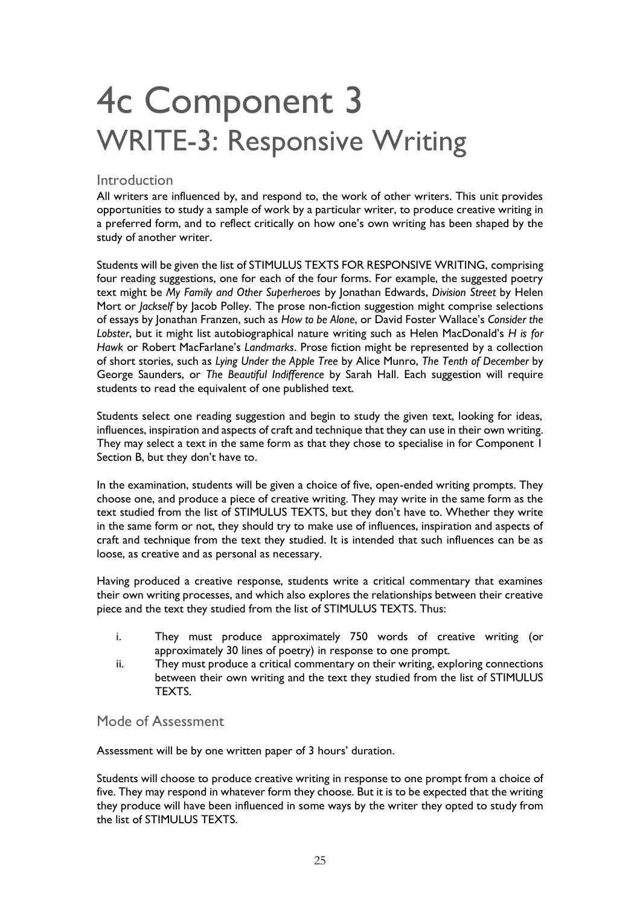# 4c Component 3
## WRITE-3: Responsive Writing

### Introduction

All writers are influenced by, and respond to, the work of other writers. This unit provides opportunities to study a sample of work by a particular writer, to produce creative writing in a preferred form, and to reflect critically on how one's own writing has been shaped by the study of another writer.

Students will be given the list of STIMULUS TEXTS FOR RESPONSIVE WRITING, comprising four reading suggestions, one for each of the four forms. For example, the suggested poetry text might be *My Family and Other Superheroes* by Jonathan Edwards, *Division Street* by Helen Mort or *Jackself* by Jacob Polley. The prose non-fiction suggestion might comprise selections of essays by Jonathan Franzen, such as *How to be Alone*, or David Foster Wallace's *Consider the Lobster*, but it might list autobiographical nature writing such as Helen MacDonald's *H is for Hawk* or Robert MacFarlane's *Landmarks*. Prose fiction might be represented by a collection of short stories, such as *Lying Under the Apple Tree* by Alice Munro, *The Tenth of December* by George Saunders, or *The Beautiful Indifference* by Sarah Hall. Each suggestion will require students to read the equivalent of one published text.

Students select one reading suggestion and begin to study the given text, looking for ideas, influences, inspiration and aspects of craft and technique that they can use in their own writing. They may select a text in the same form as that they chose to specialise in for Component 1 Section B, but they don't have to.

In the examination, students will be given a choice of five, open-ended writing prompts. They choose one, and produce a piece of creative writing. They may write in the same form as the text studied from the list of STIMULUS TEXTS, but they don't have to. Whether they write in the same form or not, they should try to make use of influences, inspiration and aspects of craft and technique from the text they studied. It is intended that such influences can be as loose, as creative and as personal as necessary.

Having produced a creative response, students write a critical commentary that examines their own writing processes, and which also explores the relationships between their creative piece and the text they studied from the list of STIMULUS TEXTS. Thus:

i. They must produce approximately 750 words of creative writing (or approximately 30 lines of poetry) in response to one prompt.
ii. They must produce a critical commentary on their writing, exploring connections between their own writing and the text they studied from the list of STIMULUS TEXTS.

### Mode of Assessment

Assessment will be by one written paper of 3 hours' duration.

Students will choose to produce creative writing in response to one prompt from a choice of five. They may respond in whatever form they choose. But it is to be expected that the writing they produce will have been influenced in some ways by the writer they opted to study from the list of STIMULUS TEXTS.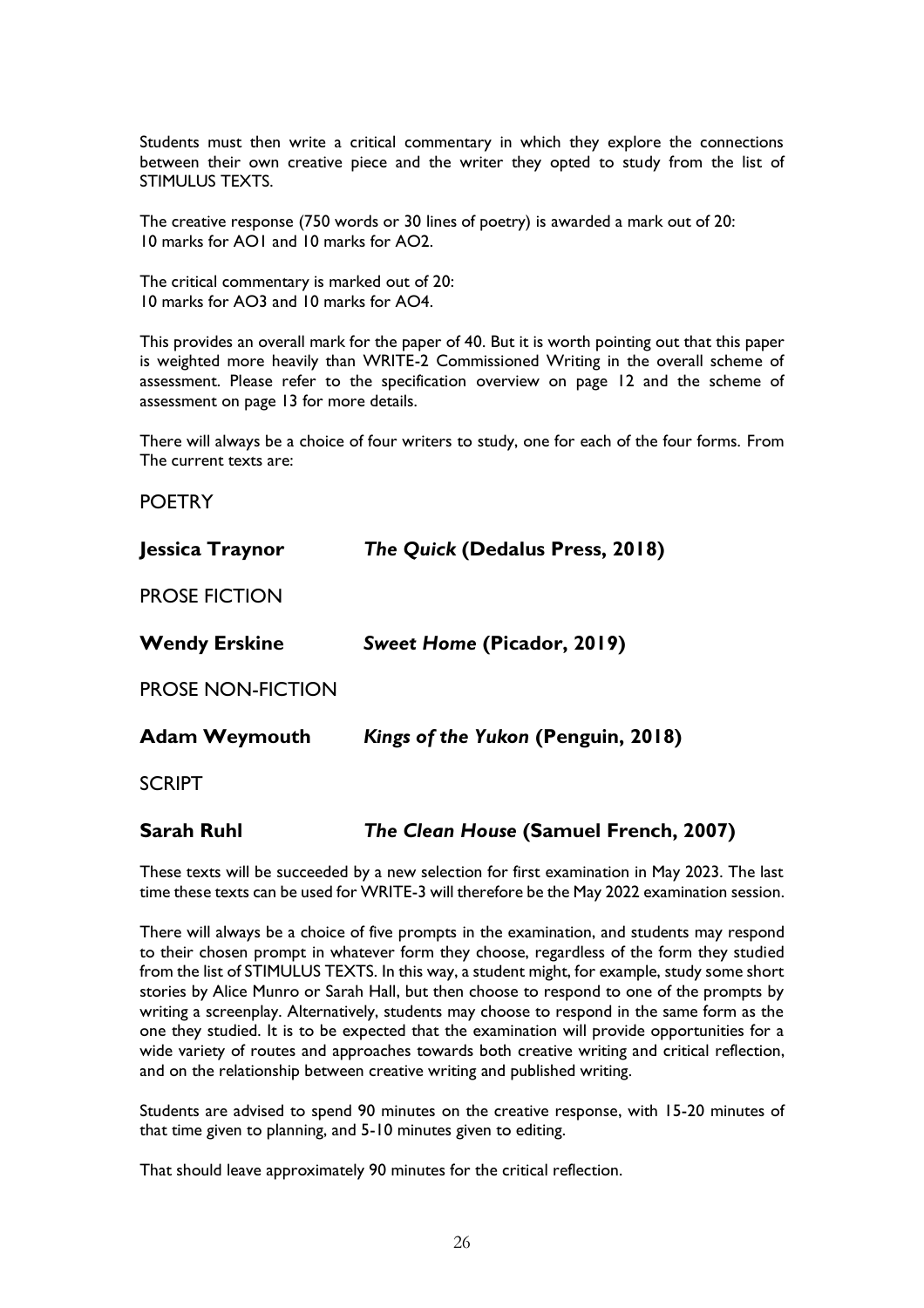Students must then write a critical commentary in which they explore the connections between their own creative piece and the writer they opted to study from the list of STIMULUS TEXTS.

The creative response (750 words or 30 lines of poetry) is awarded a mark out of 20:
10 marks for AO1 and 10 marks for AO2.

The critical commentary is marked out of 20:
10 marks for AO3 and 10 marks for AO4.

This provides an overall mark for the paper of 40. But it is worth pointing out that this paper is weighted more heavily than WRITE-2 Commissioned Writing in the overall scheme of assessment. Please refer to the specification overview on page 12 and the scheme of assessment on page 13 for more details.

There will always be a choice of four writers to study, one for each of the four forms. From The current texts are:

POETRY

**Jessica Traynor** ***The Quick*** **(Dedalus Press, 2018)**

PROSE FICTION

**Wendy Erskine** ***Sweet Home*** **(Picador, 2019)**

PROSE NON-FICTION

**Adam Weymouth** ***Kings of the Yukon*** **(Penguin, 2018)**

SCRIPT

**Sarah Ruhl** ***The Clean House*** **(Samuel French, 2007)**

These texts will be succeeded by a new selection for first examination in May 2023. The last time these texts can be used for WRITE-3 will therefore be the May 2022 examination session.

There will always be a choice of five prompts in the examination, and students may respond to their chosen prompt in whatever form they choose, regardless of the form they studied from the list of STIMULUS TEXTS. In this way, a student might, for example, study some short stories by Alice Munro or Sarah Hall, but then choose to respond to one of the prompts by writing a screenplay. Alternatively, students may choose to respond in the same form as the one they studied. It is to be expected that the examination will provide opportunities for a wide variety of routes and approaches towards both creative writing and critical reflection, and on the relationship between creative writing and published writing.

Students are advised to spend 90 minutes on the creative response, with 15-20 minutes of that time given to planning, and 5-10 minutes given to editing.

That should leave approximately 90 minutes for the critical reflection.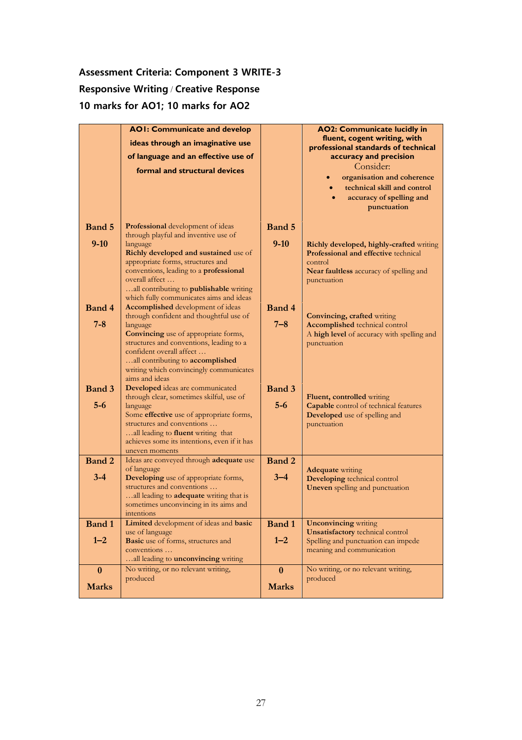**Assessment Criteria: Component 3 WRITE-3**

**Responsive Writing / Creative Response**

**10 marks for AO1; 10 marks for AO2**

| | **AO1: Communicate and develop ideas through an imaginative use of language and an effective use of formal and structural devices** | | **AO2: Communicate lucidly in fluent, cogent writing, with professional standards of technical accuracy and precision** Consider: <br>• organisation and coherence <br>• technical skill and control <br>• accuracy of spelling and punctuation |
|---|---|---|---|
| **Band 5** <br>**9-10** | **Professional** development of ideas through playful and inventive use of language <br>**Richly developed and sustained** use of appropriate forms, structures and conventions, leading to a **professional** overall affect … <br>…all contributing to **publishable** writing which fully communicates aims and ideas | **Band 5** <br>**9-10** | **Richly developed, highly-crafted** writing <br>**Professional and effective** technical control <br>**Near faultless** accuracy of spelling and punctuation |
| **Band 4** <br>**7-8** | **Accomplished** development of ideas through confident and thoughtful use of language <br>**Convincing** use of appropriate forms, structures and conventions, leading to a confident overall affect … <br>…all contributing to **accomplished** writing which convincingly communicates aims and ideas | **Band 4** <br>**7–8** | **Convincing, crafted** writing <br>**Accomplished** technical control <br>A **high level** of accuracy with spelling and punctuation |
| **Band 3** <br>**5-6** | **Developed** ideas are communicated through clear, sometimes skilful, use of language <br>Some **effective** use of appropriate forms, structures and conventions … <br>…all leading to **fluent** writing that achieves some its intentions, even if it has uneven moments | **Band 3** <br>**5-6** | **Fluent, controlled** writing <br>**Capable** control of technical features <br>**Developed** use of spelling and punctuation |
| **Band 2** <br>**3-4** | Ideas are conveyed through **adequate** use of language <br>**Developing** use of appropriate forms, structures and conventions … <br>…all leading to **adequate** writing that is sometimes unconvincing in its aims and intentions | **Band 2** <br>**3–4** | **Adequate** writing <br>**Developing** technical control <br>**Uneven** spelling and punctuation |
| **Band 1** <br>**1–2** | **Limited** development of ideas and **basic** use of language <br>**Basic** use of forms, structures and conventions … <br>…all leading to **unconvincing** writing | **Band 1** <br>**1–2** | **Unconvincing** writing <br>**Unsatisfactory** technical control <br>Spelling and punctuation can impede meaning and communication |
| **0** <br>**Marks** | No writing, or no relevant writing, produced | **0** <br>**Marks** | No writing, or no relevant writing, produced |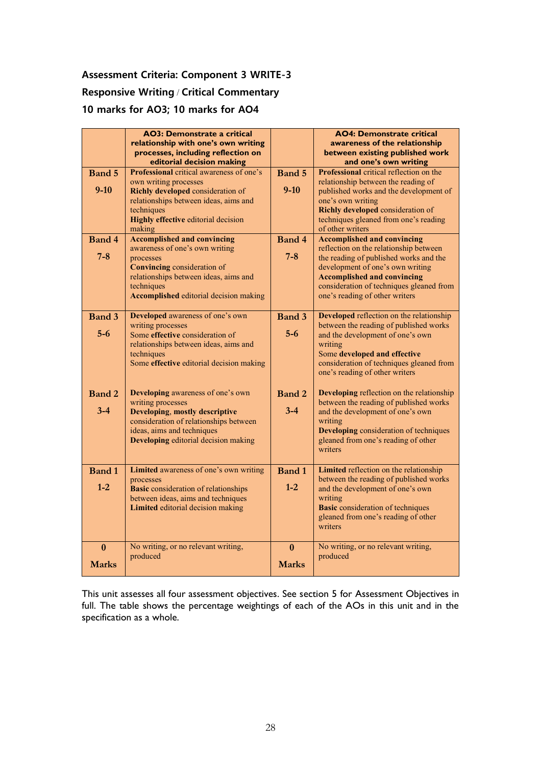**Assessment Criteria: Component 3 WRITE-3**

**Responsive Writing / Critical Commentary**

**10 marks for AO3; 10 marks for AO4**

| | **AO3: Demonstrate a critical relationship with one's own writing processes, including reflection on editorial decision making** | | **AO4: Demonstrate critical awareness of the relationship between existing published work and one's own writing** |
|---|---|---|---|
| **Band 5** **9-10** | **Professional** critical awareness of one's own writing processes **Richly developed** consideration of relationships between ideas, aims and techniques **Highly effective** editorial decision making | **Band 5** **9-10** | **Professional** critical reflection on the relationship between the reading of published works and the development of one's own writing **Richly developed** consideration of techniques gleaned from one's reading of other writers |
| **Band 4** **7-8** | **Accomplished and convincing** awareness of one's own writing processes **Convincing** consideration of relationships between ideas, aims and techniques **Accomplished** editorial decision making | **Band 4** **7-8** | **Accomplished and convincing** reflection on the relationship between the reading of published works and the development of one's own writing **Accomplished and convincing** consideration of techniques gleaned from one's reading of other writers |
| **Band 3** **5-6** | **Developed** awareness of one's own writing processes Some **effective** consideration of relationships between ideas, aims and techniques Some **effective** editorial decision making | **Band 3** **5-6** | **Developed** reflection on the relationship between the reading of published works and the development of one's own writing Some **developed and effective** consideration of techniques gleaned from one's reading of other writers |
| **Band 2** **3-4** | **Developing** awareness of one's own writing processes **Developing, mostly descriptive** consideration of relationships between ideas, aims and techniques **Developing** editorial decision making | **Band 2** **3-4** | **Developing** reflection on the relationship between the reading of published works and the development of one's own writing **Developing** consideration of techniques gleaned from one's reading of other writers |
| **Band 1** **1-2** | **Limited** awareness of one's own writing processes **Basic** consideration of relationships between ideas, aims and techniques **Limited** editorial decision making | **Band 1** **1-2** | **Limited** reflection on the relationship between the reading of published works and the development of one's own writing **Basic** consideration of techniques gleaned from one's reading of other writers |
| **0** **Marks** | No writing, or no relevant writing, produced | **0** **Marks** | No writing, or no relevant writing, produced |

This unit assesses all four assessment objectives. See section 5 for Assessment Objectives in full. The table shows the percentage weightings of each of the AOs in this unit and in the specification as a whole.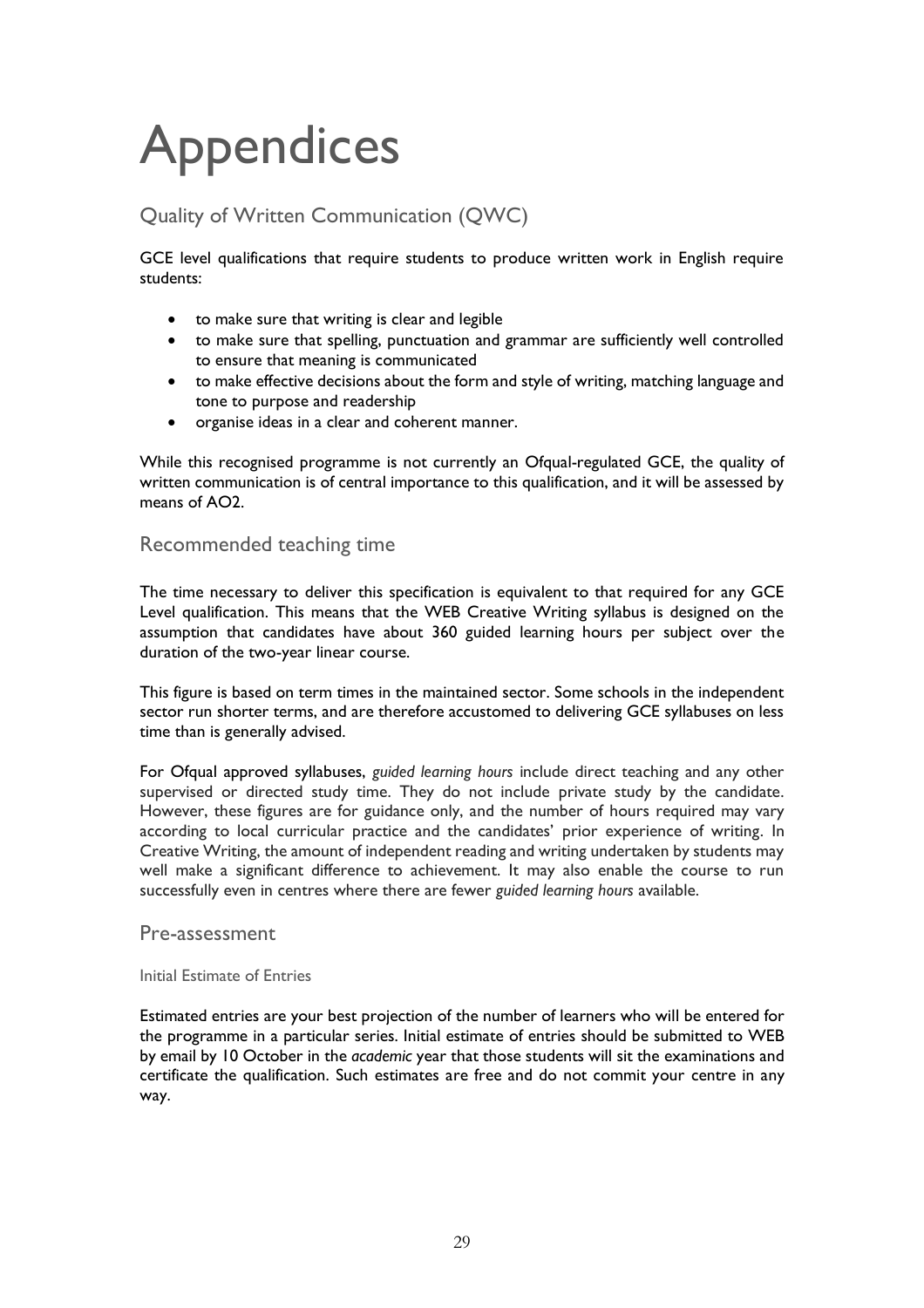# Appendices

## Quality of Written Communication (QWC)

GCE level qualifications that require students to produce written work in English require students:

- to make sure that writing is clear and legible
- to make sure that spelling, punctuation and grammar are sufficiently well controlled to ensure that meaning is communicated
- to make effective decisions about the form and style of writing, matching language and tone to purpose and readership
- organise ideas in a clear and coherent manner.

While this recognised programme is not currently an Ofqual-regulated GCE, the quality of written communication is of central importance to this qualification, and it will be assessed by means of AO2.

## Recommended teaching time

The time necessary to deliver this specification is equivalent to that required for any GCE Level qualification. This means that the WEB Creative Writing syllabus is designed on the assumption that candidates have about 360 guided learning hours per subject over the duration of the two-year linear course.

This figure is based on term times in the maintained sector. Some schools in the independent sector run shorter terms, and are therefore accustomed to delivering GCE syllabuses on less time than is generally advised.

For Ofqual approved syllabuses, *guided learning hours* include direct teaching and any other supervised or directed study time. They do not include private study by the candidate. However, these figures are for guidance only, and the number of hours required may vary according to local curricular practice and the candidates' prior experience of writing. In Creative Writing, the amount of independent reading and writing undertaken by students may well make a significant difference to achievement. It may also enable the course to run successfully even in centres where there are fewer *guided learning hours* available.

## Pre-assessment

### Initial Estimate of Entries

Estimated entries are your best projection of the number of learners who will be entered for the programme in a particular series. Initial estimate of entries should be submitted to WEB by email by 10 October in the *academic* year that those students will sit the examinations and certificate the qualification. Such estimates are free and do not commit your centre in any way.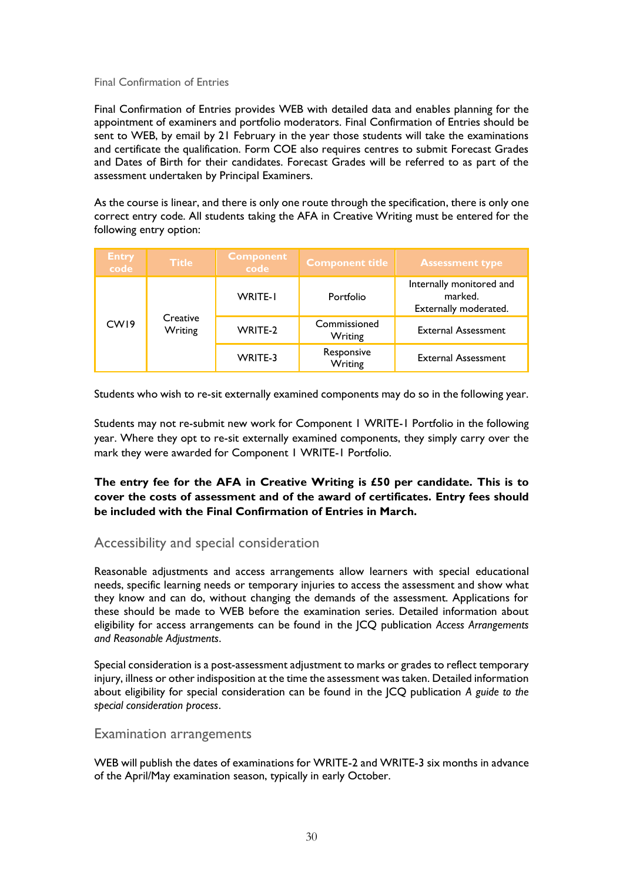### Final Confirmation of Entries

Final Confirmation of Entries provides WEB with detailed data and enables planning for the appointment of examiners and portfolio moderators. Final Confirmation of Entries should be sent to WEB, by email by 21 February in the year those students will take the examinations and certificate the qualification. Form COE also requires centres to submit Forecast Grades and Dates of Birth for their candidates. Forecast Grades will be referred to as part of the assessment undertaken by Principal Examiners.

As the course is linear, and there is only one route through the specification, there is only one correct entry code. All students taking the AFA in Creative Writing must be entered for the following entry option:

| Entry code | Title | Component code | Component title | Assessment type |
|---|---|---|---|---|
| CW19 | Creative Writing | WRITE-1 | Portfolio | Internally monitored and marked. Externally moderated. |
| | | WRITE-2 | Commissioned Writing | External Assessment |
| | | WRITE-3 | Responsive Writing | External Assessment |

Students who wish to re-sit externally examined components may do so in the following year.

Students may not re-submit new work for Component 1 WRITE-1 Portfolio in the following year. Where they opt to re-sit externally examined components, they simply carry over the mark they were awarded for Component 1 WRITE-1 Portfolio.

**The entry fee for the AFA in Creative Writing is £50 per candidate. This is to cover the costs of assessment and of the award of certificates. Entry fees should be included with the Final Confirmation of Entries in March.**

## Accessibility and special consideration

Reasonable adjustments and access arrangements allow learners with special educational needs, specific learning needs or temporary injuries to access the assessment and show what they know and can do, without changing the demands of the assessment. Applications for these should be made to WEB before the examination series. Detailed information about eligibility for access arrangements can be found in the JCQ publication *Access Arrangements and Reasonable Adjustments*.

Special consideration is a post-assessment adjustment to marks or grades to reflect temporary injury, illness or other indisposition at the time the assessment was taken. Detailed information about eligibility for special consideration can be found in the JCQ publication *A guide to the special consideration process*.

## Examination arrangements

WEB will publish the dates of examinations for WRITE-2 and WRITE-3 six months in advance of the April/May examination season, typically in early October.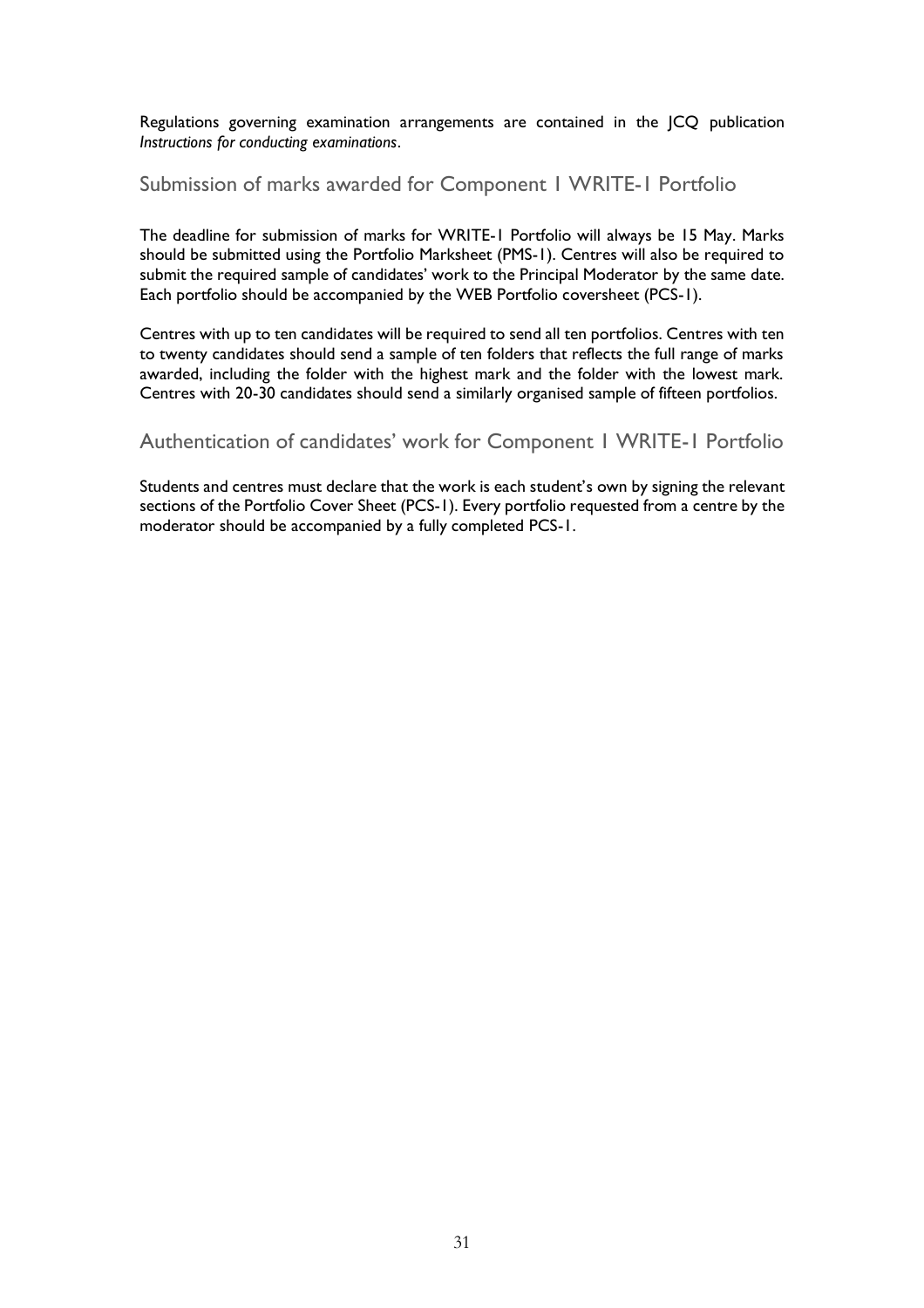Regulations governing examination arrangements are contained in the JCQ publication *Instructions for conducting examinations*.

## Submission of marks awarded for Component 1 WRITE-1 Portfolio

The deadline for submission of marks for WRITE-1 Portfolio will always be 15 May. Marks should be submitted using the Portfolio Marksheet (PMS-1). Centres will also be required to submit the required sample of candidates' work to the Principal Moderator by the same date. Each portfolio should be accompanied by the WEB Portfolio coversheet (PCS-1).

Centres with up to ten candidates will be required to send all ten portfolios. Centres with ten to twenty candidates should send a sample of ten folders that reflects the full range of marks awarded, including the folder with the highest mark and the folder with the lowest mark. Centres with 20-30 candidates should send a similarly organised sample of fifteen portfolios.

## Authentication of candidates' work for Component 1 WRITE-1 Portfolio

Students and centres must declare that the work is each student's own by signing the relevant sections of the Portfolio Cover Sheet (PCS-1). Every portfolio requested from a centre by the moderator should be accompanied by a fully completed PCS-1.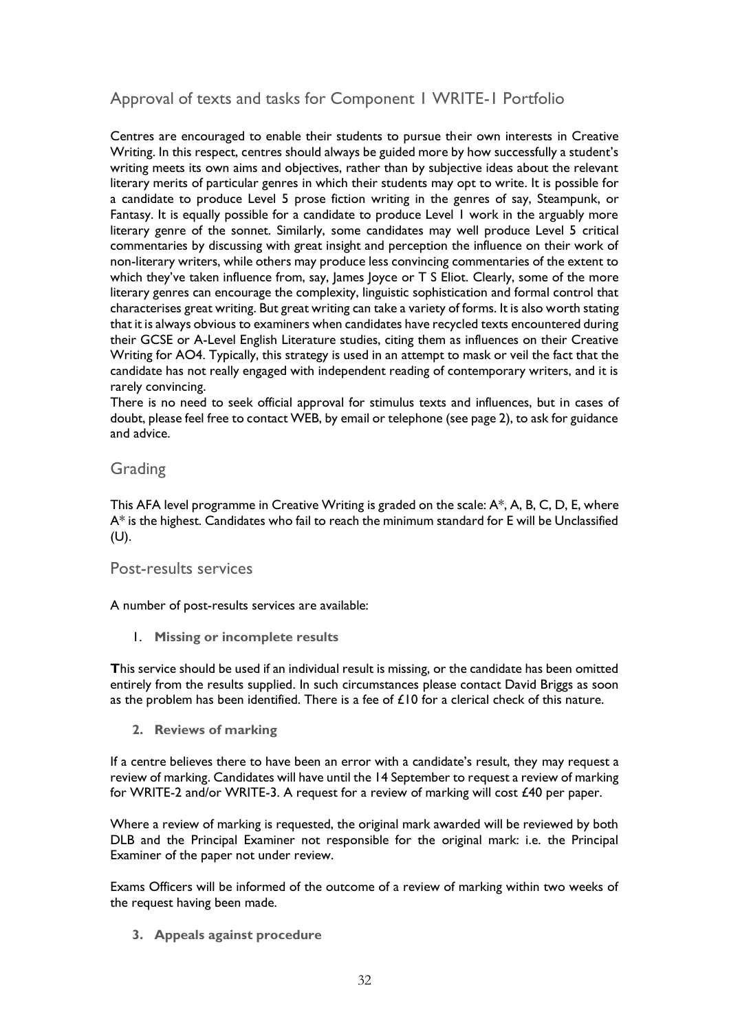## Approval of texts and tasks for Component 1 WRITE-1 Portfolio

Centres are encouraged to enable their students to pursue their own interests in Creative Writing. In this respect, centres should always be guided more by how successfully a student's writing meets its own aims and objectives, rather than by subjective ideas about the relevant literary merits of particular genres in which their students may opt to write. It is possible for a candidate to produce Level 5 prose fiction writing in the genres of say, Steampunk, or Fantasy. It is equally possible for a candidate to produce Level 1 work in the arguably more literary genre of the sonnet. Similarly, some candidates may well produce Level 5 critical commentaries by discussing with great insight and perception the influence on their work of non-literary writers, while others may produce less convincing commentaries of the extent to which they've taken influence from, say, James Joyce or T S Eliot. Clearly, some of the more literary genres can encourage the complexity, linguistic sophistication and formal control that characterises great writing. But great writing can take a variety of forms. It is also worth stating that it is always obvious to examiners when candidates have recycled texts encountered during their GCSE or A-Level English Literature studies, citing them as influences on their Creative Writing for AO4. Typically, this strategy is used in an attempt to mask or veil the fact that the candidate has not really engaged with independent reading of contemporary writers, and it is rarely convincing.

There is no need to seek official approval for stimulus texts and influences, but in cases of doubt, please feel free to contact WEB, by email or telephone (see page 2), to ask for guidance and advice.

## Grading

This AFA level programme in Creative Writing is graded on the scale: A*, A, B, C, D, E, where A* is the highest. Candidates who fail to reach the minimum standard for E will be Unclassified (U).

## Post-results services

A number of post-results services are available:

1. **Missing or incomplete results**

**T**his service should be used if an individual result is missing, or the candidate has been omitted entirely from the results supplied. In such circumstances please contact David Briggs as soon as the problem has been identified. There is a fee of £10 for a clerical check of this nature.

2. **Reviews of marking**

If a centre believes there to have been an error with a candidate's result, they may request a review of marking. Candidates will have until the 14 September to request a review of marking for WRITE-2 and/or WRITE-3. A request for a review of marking will cost £40 per paper.

Where a review of marking is requested, the original mark awarded will be reviewed by both DLB and the Principal Examiner not responsible for the original mark: i.e. the Principal Examiner of the paper not under review.

Exams Officers will be informed of the outcome of a review of marking within two weeks of the request having been made.

3. **Appeals against procedure**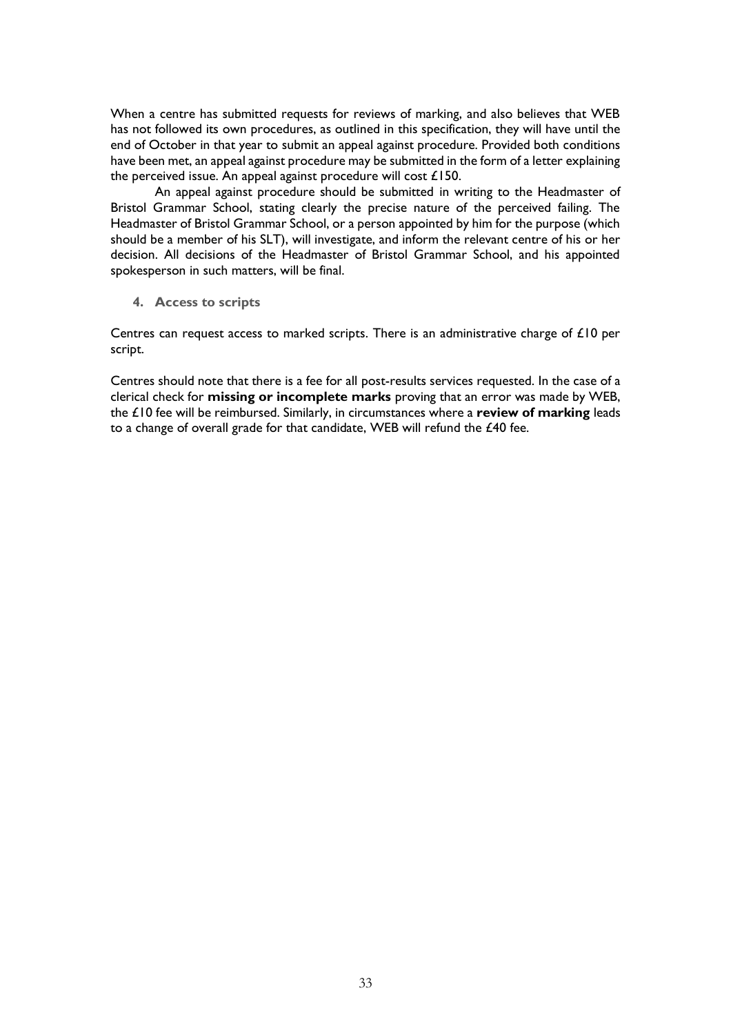When a centre has submitted requests for reviews of marking, and also believes that WEB has not followed its own procedures, as outlined in this specification, they will have until the end of October in that year to submit an appeal against procedure. Provided both conditions have been met, an appeal against procedure may be submitted in the form of a letter explaining the perceived issue. An appeal against procedure will cost £150.

An appeal against procedure should be submitted in writing to the Headmaster of Bristol Grammar School, stating clearly the precise nature of the perceived failing. The Headmaster of Bristol Grammar School, or a person appointed by him for the purpose (which should be a member of his SLT), will investigate, and inform the relevant centre of his or her decision. All decisions of the Headmaster of Bristol Grammar School, and his appointed spokesperson in such matters, will be final.

### 4. Access to scripts

Centres can request access to marked scripts. There is an administrative charge of £10 per script.

Centres should note that there is a fee for all post-results services requested. In the case of a clerical check for **missing or incomplete marks** proving that an error was made by WEB, the £10 fee will be reimbursed. Similarly, in circumstances where a **review of marking** leads to a change of overall grade for that candidate, WEB will refund the £40 fee.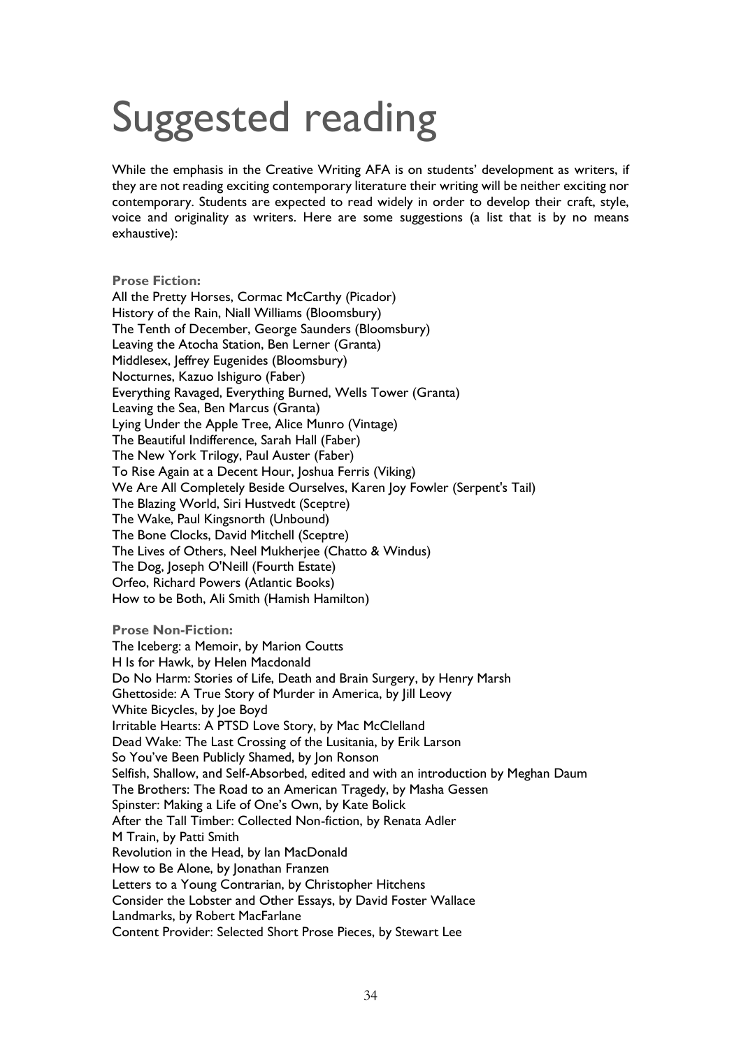# Suggested reading

While the emphasis in the Creative Writing AFA is on students' development as writers, if they are not reading exciting contemporary literature their writing will be neither exciting nor contemporary. Students are expected to read widely in order to develop their craft, style, voice and originality as writers. Here are some suggestions (a list that is by no means exhaustive):

**Prose Fiction:**

All the Pretty Horses, Cormac McCarthy (Picador)
History of the Rain, Niall Williams (Bloomsbury)
The Tenth of December, George Saunders (Bloomsbury)
Leaving the Atocha Station, Ben Lerner (Granta)
Middlesex, Jeffrey Eugenides (Bloomsbury)
Nocturnes, Kazuo Ishiguro (Faber)
Everything Ravaged, Everything Burned, Wells Tower (Granta)
Leaving the Sea, Ben Marcus (Granta)
Lying Under the Apple Tree, Alice Munro (Vintage)
The Beautiful Indifference, Sarah Hall (Faber)
The New York Trilogy, Paul Auster (Faber)
To Rise Again at a Decent Hour, Joshua Ferris (Viking)
We Are All Completely Beside Ourselves, Karen Joy Fowler (Serpent's Tail)
The Blazing World, Siri Hustvedt (Sceptre)
The Wake, Paul Kingsnorth (Unbound)
The Bone Clocks, David Mitchell (Sceptre)
The Lives of Others, Neel Mukherjee (Chatto & Windus)
The Dog, Joseph O'Neill (Fourth Estate)
Orfeo, Richard Powers (Atlantic Books)
How to be Both, Ali Smith (Hamish Hamilton)

**Prose Non-Fiction:**

The Iceberg: a Memoir, by Marion Coutts
H Is for Hawk, by Helen Macdonald
Do No Harm: Stories of Life, Death and Brain Surgery, by Henry Marsh
Ghettoside: A True Story of Murder in America, by Jill Leovy
White Bicycles, by Joe Boyd
Irritable Hearts: A PTSD Love Story, by Mac McClelland
Dead Wake: The Last Crossing of the Lusitania, by Erik Larson
So You've Been Publicly Shamed, by Jon Ronson
Selfish, Shallow, and Self-Absorbed, edited and with an introduction by Meghan Daum
The Brothers: The Road to an American Tragedy, by Masha Gessen
Spinster: Making a Life of One's Own, by Kate Bolick
After the Tall Timber: Collected Non-fiction, by Renata Adler
M Train, by Patti Smith
Revolution in the Head, by Ian MacDonald
How to Be Alone, by Jonathan Franzen
Letters to a Young Contrarian, by Christopher Hitchens
Consider the Lobster and Other Essays, by David Foster Wallace
Landmarks, by Robert MacFarlane
Content Provider: Selected Short Prose Pieces, by Stewart Lee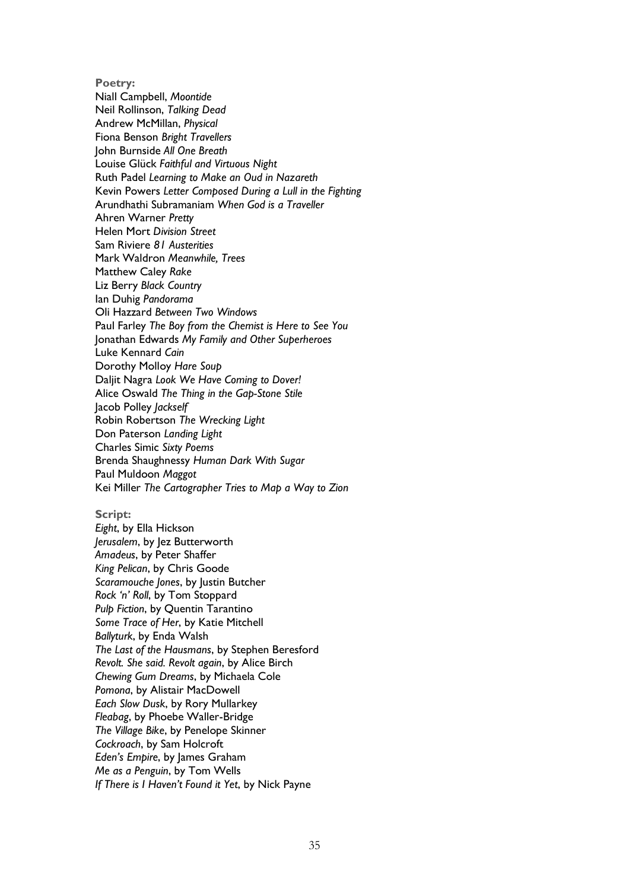**Poetry:**

Niall Campbell, *Moontide*
Neil Rollinson, *Talking Dead*
Andrew McMillan, *Physical*
Fiona Benson *Bright Travellers*
John Burnside *All One Breath*
Louise Glück *Faithful and Virtuous Night*
Ruth Padel *Learning to Make an Oud in Nazareth*
Kevin Powers *Letter Composed During a Lull in the Fighting*
Arundhathi Subramaniam *When God is a Traveller*
Ahren Warner *Pretty*
Helen Mort *Division Street*
Sam Riviere *81 Austerities*
Mark Waldron *Meanwhile, Trees*
Matthew Caley *Rake*
Liz Berry *Black Country*
Ian Duhig *Pandorama*
Oli Hazzard *Between Two Windows*
Paul Farley *The Boy from the Chemist is Here to See You*
Jonathan Edwards *My Family and Other Superheroes*
Luke Kennard *Cain*
Dorothy Molloy *Hare Soup*
Daljit Nagra *Look We Have Coming to Dover!*
Alice Oswald *The Thing in the Gap-Stone Stile*
Jacob Polley *Jackself*
Robin Robertson *The Wrecking Light*
Don Paterson *Landing Light*
Charles Simic *Sixty Poems*
Brenda Shaughnessy *Human Dark With Sugar*
Paul Muldoon *Maggot*
Kei Miller *The Cartographer Tries to Map a Way to Zion*

**Script:**

*Eight*, by Ella Hickson
*Jerusalem*, by Jez Butterworth
*Amadeus*, by Peter Shaffer
*King Pelican*, by Chris Goode
*Scaramouche Jones*, by Justin Butcher
*Rock 'n' Roll*, by Tom Stoppard
*Pulp Fiction*, by Quentin Tarantino
*Some Trace of Her*, by Katie Mitchell
*Ballyturk*, by Enda Walsh
*The Last of the Hausmans*, by Stephen Beresford
*Revolt. She said. Revolt again*, by Alice Birch
*Chewing Gum Dreams*, by Michaela Cole
*Pomona*, by Alistair MacDowell
*Each Slow Dusk*, by Rory Mullarkey
*Fleabag*, by Phoebe Waller-Bridge
*The Village Bike*, by Penelope Skinner
*Cockroach*, by Sam Holcroft
*Eden's Empire*, by James Graham
*Me as a Penguin*, by Tom Wells
*If There is I Haven't Found it Yet*, by Nick Payne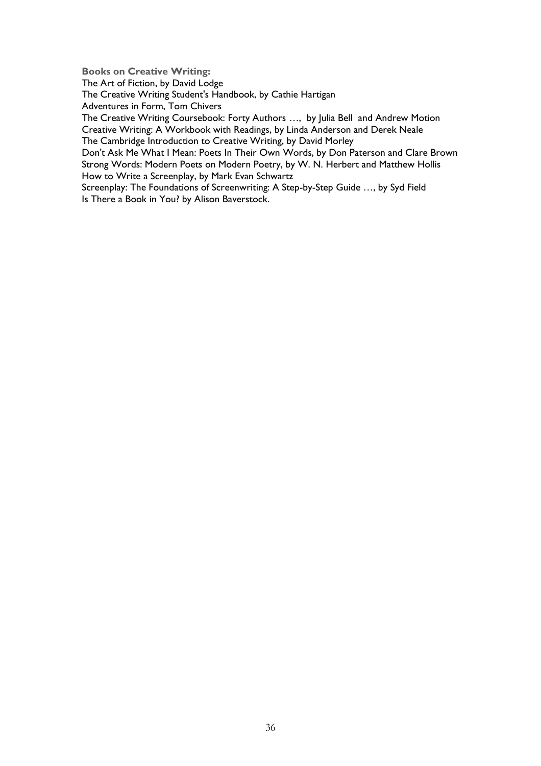**Books on Creative Writing:**

The Art of Fiction, by David Lodge
The Creative Writing Student's Handbook, by Cathie Hartigan
Adventures in Form, Tom Chivers
The Creative Writing Coursebook: Forty Authors …, by Julia Bell and Andrew Motion
Creative Writing: A Workbook with Readings, by Linda Anderson and Derek Neale
The Cambridge Introduction to Creative Writing, by David Morley
Don't Ask Me What I Mean: Poets In Their Own Words, by Don Paterson and Clare Brown
Strong Words: Modern Poets on Modern Poetry, by W. N. Herbert and Matthew Hollis
How to Write a Screenplay, by Mark Evan Schwartz
Screenplay: The Foundations of Screenwriting: A Step-by-Step Guide …, by Syd Field
Is There a Book in You? by Alison Baverstock.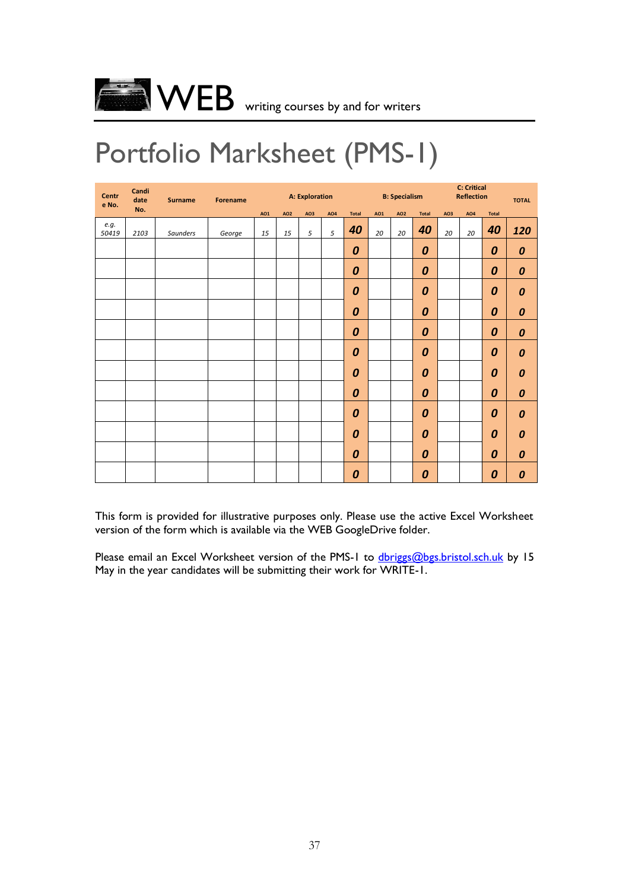WEB writing courses by and for writers

# Portfolio Marksheet (PMS-1)

| Centre No. | Candidate No. | Surname | Forename | A: Exploration | | | | | B: Specialism | | | C: Critical Reflection | | | TOTAL |
|---|---|---|---|---|---|---|---|---|---|---|---|---|---|---|---|
| | | | | AO1 | AO2 | AO3 | AO4 | Total | AO1 | AO2 | Total | AO3 | AO4 | Total | |
| *e.g. 50419* | *2103* | *Saunders* | *George* | *15* | *15* | *5* | *5* | ***40*** | *20* | *20* | ***40*** | *20* | *20* | ***40*** | ***120*** |
| | | | | | | | | ***0*** | | | ***0*** | | | ***0*** | ***0*** |
| | | | | | | | | ***0*** | | | ***0*** | | | ***0*** | ***0*** |
| | | | | | | | | ***0*** | | | ***0*** | | | ***0*** | ***0*** |
| | | | | | | | | ***0*** | | | ***0*** | | | ***0*** | ***0*** |
| | | | | | | | | ***0*** | | | ***0*** | | | ***0*** | ***0*** |
| | | | | | | | | ***0*** | | | ***0*** | | | ***0*** | ***0*** |
| | | | | | | | | ***0*** | | | ***0*** | | | ***0*** | ***0*** |
| | | | | | | | | ***0*** | | | ***0*** | | | ***0*** | ***0*** |
| | | | | | | | | ***0*** | | | ***0*** | | | ***0*** | ***0*** |
| | | | | | | | | ***0*** | | | ***0*** | | | ***0*** | ***0*** |
| | | | | | | | | ***0*** | | | ***0*** | | | ***0*** | ***0*** |
| | | | | | | | | ***0*** | | | ***0*** | | | ***0*** | ***0*** |

This form is provided for illustrative purposes only. Please use the active Excel Worksheet version of the form which is available via the WEB GoogleDrive folder.

Please email an Excel Worksheet version of the PMS-1 to dbriggs@bgs.bristol.sch.uk by 15 May in the year candidates will be submitting their work for WRITE-1.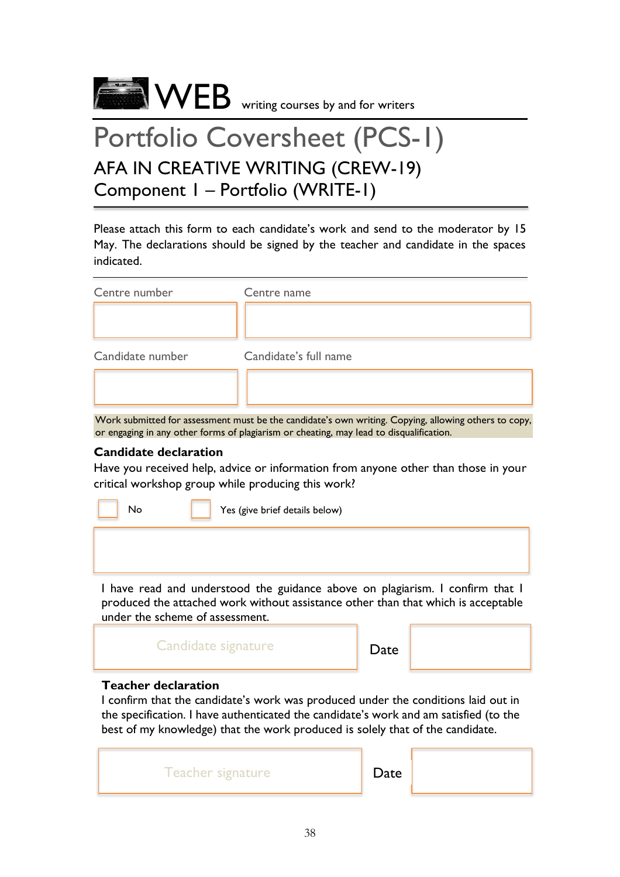WEB writing courses by and for writers

# Portfolio Coversheet (PCS-1)

## AFA IN CREATIVE WRITING (CREW-19)
## Component 1 – Portfolio (WRITE-1)

Please attach this form to each candidate's work and send to the moderator by 15 May. The declarations should be signed by the teacher and candidate in the spaces indicated.

| Centre number | Centre name |
|---|---|
| | |

| Candidate number | Candidate's full name |
|---|---|
| | |

Work submitted for assessment must be the candidate's own writing. Copying, allowing others to copy, or engaging in any other forms of plagiarism or cheating, may lead to disqualification.

**Candidate declaration**

Have you received help, advice or information from anyone other than those in your critical workshop group while producing this work?

☐ No ☐ Yes (give brief details below)

I have read and understood the guidance above on plagiarism. I confirm that I produced the attached work without assistance other than that which is acceptable under the scheme of assessment.

| Candidate signature | Date | |
|---|---|---|

**Teacher declaration**

I confirm that the candidate's work was produced under the conditions laid out in the specification. I have authenticated the candidate's work and am satisfied (to the best of my knowledge) that the work produced is solely that of the candidate.

| Teacher signature | Date | |
|---|---|---|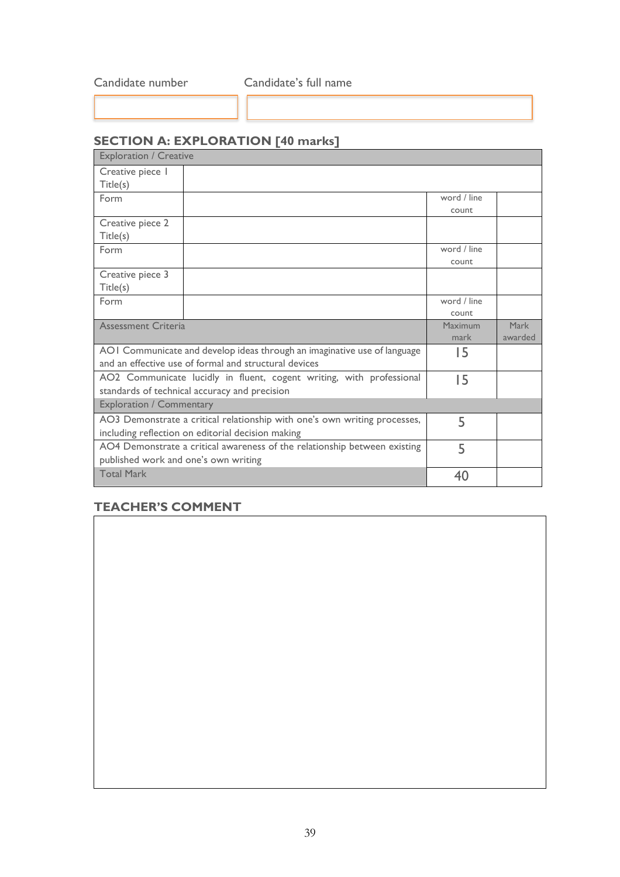| Candidate number | Candidate's full name |
|---|---|
| | |

## SECTION A: EXPLORATION [40 marks]

| Exploration / Creative | | | |
|---|---|---|---|
| Creative piece 1 Title(s) | | | |
| Form | | word / line count | |
| Creative piece 2 Title(s) | | | |
| Form | | word / line count | |
| Creative piece 3 Title(s) | | | |
| Form | | word / line count | |
| **Assessment Criteria** | | **Maximum mark** | **Mark awarded** |
| AO1 Communicate and develop ideas through an imaginative use of language and an effective use of formal and structural devices | | 15 | |
| AO2 Communicate lucidly in fluent, cogent writing, with professional standards of technical accuracy and precision | | 15 | |
| Exploration / Commentary | | | |
| AO3 Demonstrate a critical relationship with one's own writing processes, including reflection on editorial decision making | | 5 | |
| AO4 Demonstrate a critical awareness of the relationship between existing published work and one's own writing | | 5 | |
| Total Mark | | 40 | |

## TEACHER'S COMMENT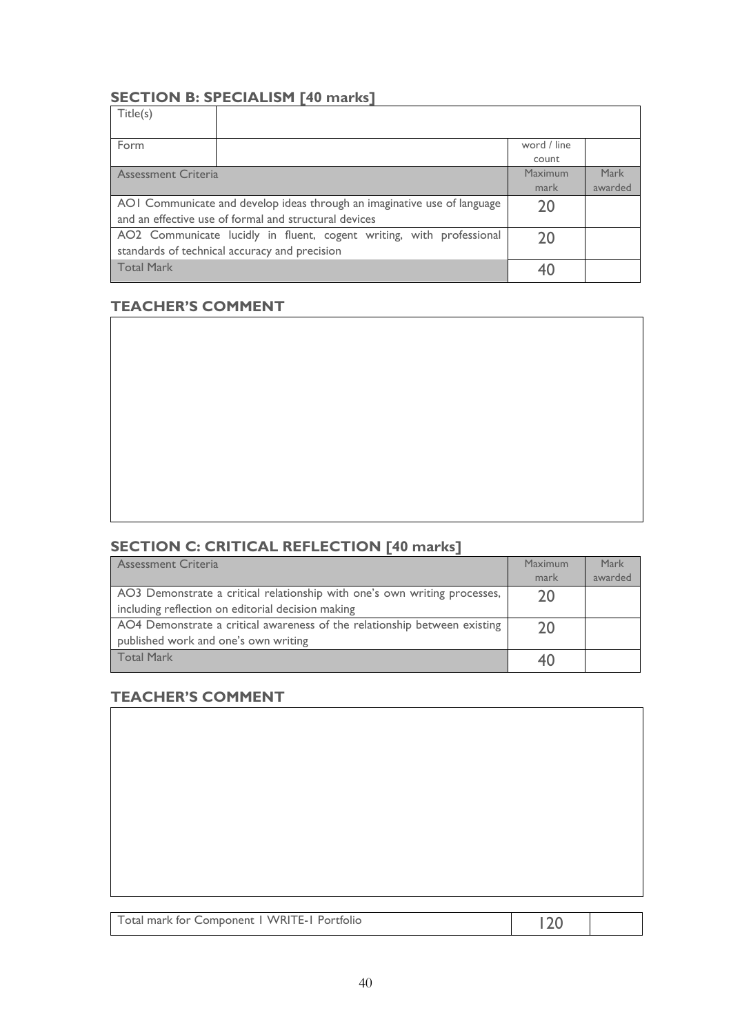## SECTION B: SPECIALISM [40 marks]

| Title(s) | | | |
|---|---|---|---|
| Form | | word / line count | |
| Assessment Criteria | | Maximum mark | Mark awarded |
| AO1 Communicate and develop ideas through an imaginative use of language and an effective use of formal and structural devices | | 20 | |
| AO2 Communicate lucidly in fluent, cogent writing, with professional standards of technical accuracy and precision | | 20 | |
| Total Mark | | 40 | |

## TEACHER'S COMMENT

## SECTION C: CRITICAL REFLECTION [40 marks]

| Assessment Criteria | Maximum mark | Mark awarded |
|---|---|---|
| AO3 Demonstrate a critical relationship with one's own writing processes, including reflection on editorial decision making | 20 | |
| AO4 Demonstrate a critical awareness of the relationship between existing published work and one's own writing | 20 | |
| Total Mark | 40 | |

## TEACHER'S COMMENT

| Total mark for Component 1 WRITE-1 Portfolio | 120 | |
|---|---|---|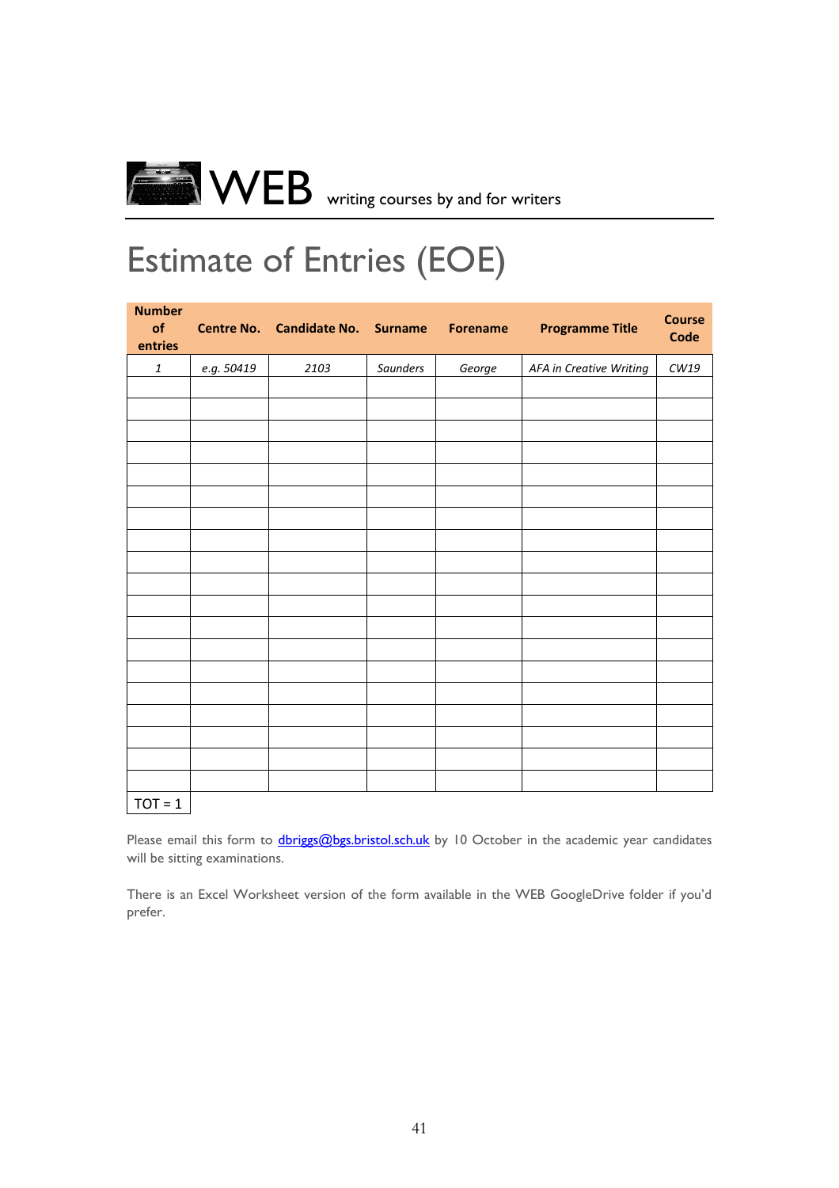WEB writing courses by and for writers

# Estimate of Entries (EOE)

| Number of entries | Centre No. | Candidate No. | Surname | Forename | Programme Title | Course Code |
|---|---|---|---|---|---|---|
| *1* | *e.g. 50419* | *2103* | *Saunders* | *George* | *AFA in Creative Writing* | *CW19* |
| | | | | | | |
| | | | | | | |
| | | | | | | |
| | | | | | | |
| | | | | | | |
| | | | | | | |
| | | | | | | |
| | | | | | | |
| | | | | | | |
| | | | | | | |
| | | | | | | |
| | | | | | | |
| | | | | | | |
| | | | | | | |
| | | | | | | |
| | | | | | | |
| | | | | | | |
| | | | | | | |
| | | | | | | |
| TOT = 1 | | | | | | |

Please email this form to dbriggs@bgs.bristol.sch.uk by 10 October in the academic year candidates will be sitting examinations.

There is an Excel Worksheet version of the form available in the WEB GoogleDrive folder if you'd prefer.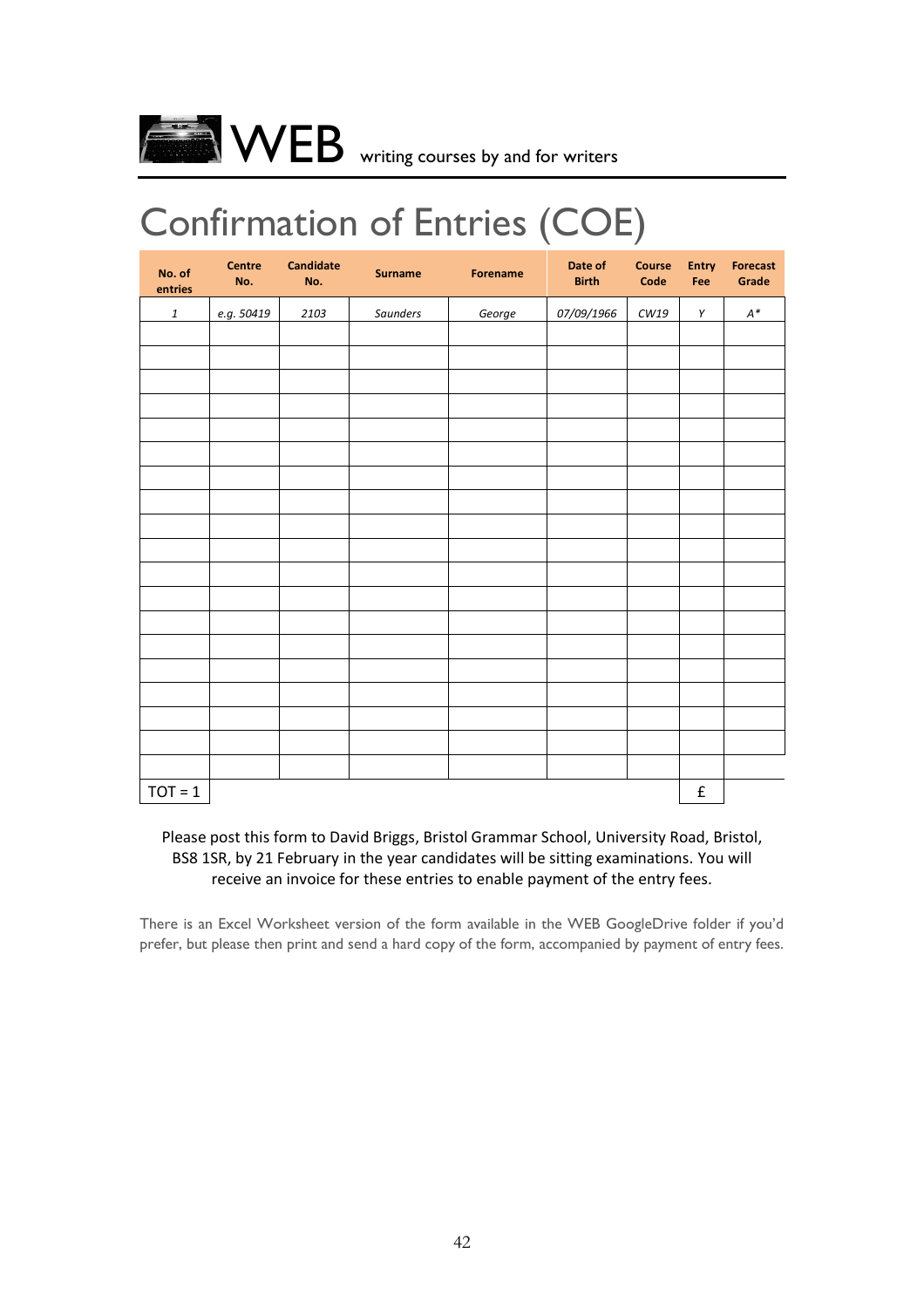WEB writing courses by and for writers

# Confirmation of Entries (COE)

| No. of entries | Centre No. | Candidate No. | Surname | Forename | Date of Birth | Course Code | Entry Fee | Forecast Grade |
|---|---|---|---|---|---|---|---|---|
| *1* | *e.g. 50419* | *2103* | *Saunders* | *George* | *07/09/1966* | *CW19* | *Y* | *A** |
| | | | | | | | | |
| | | | | | | | | |
| | | | | | | | | |
| | | | | | | | | |
| | | | | | | | | |
| | | | | | | | | |
| | | | | | | | | |
| | | | | | | | | |
| | | | | | | | | |
| | | | | | | | | |
| | | | | | | | | |
| | | | | | | | | |
| | | | | | | | | |
| | | | | | | | | |
| | | | | | | | | |
| | | | | | | | | |
| | | | | | | | | |
| | | | | | | | | |
| | | | | | | | | |
| TOT = 1 | | | | | | | £ | |

Please post this form to David Briggs, Bristol Grammar School, University Road, Bristol, BS8 1SR, by 21 February in the year candidates will be sitting examinations. You will receive an invoice for these entries to enable payment of the entry fees.

There is an Excel Worksheet version of the form available in the WEB GoogleDrive folder if you'd prefer, but please then print and send a hard copy of the form, accompanied by payment of entry fees.